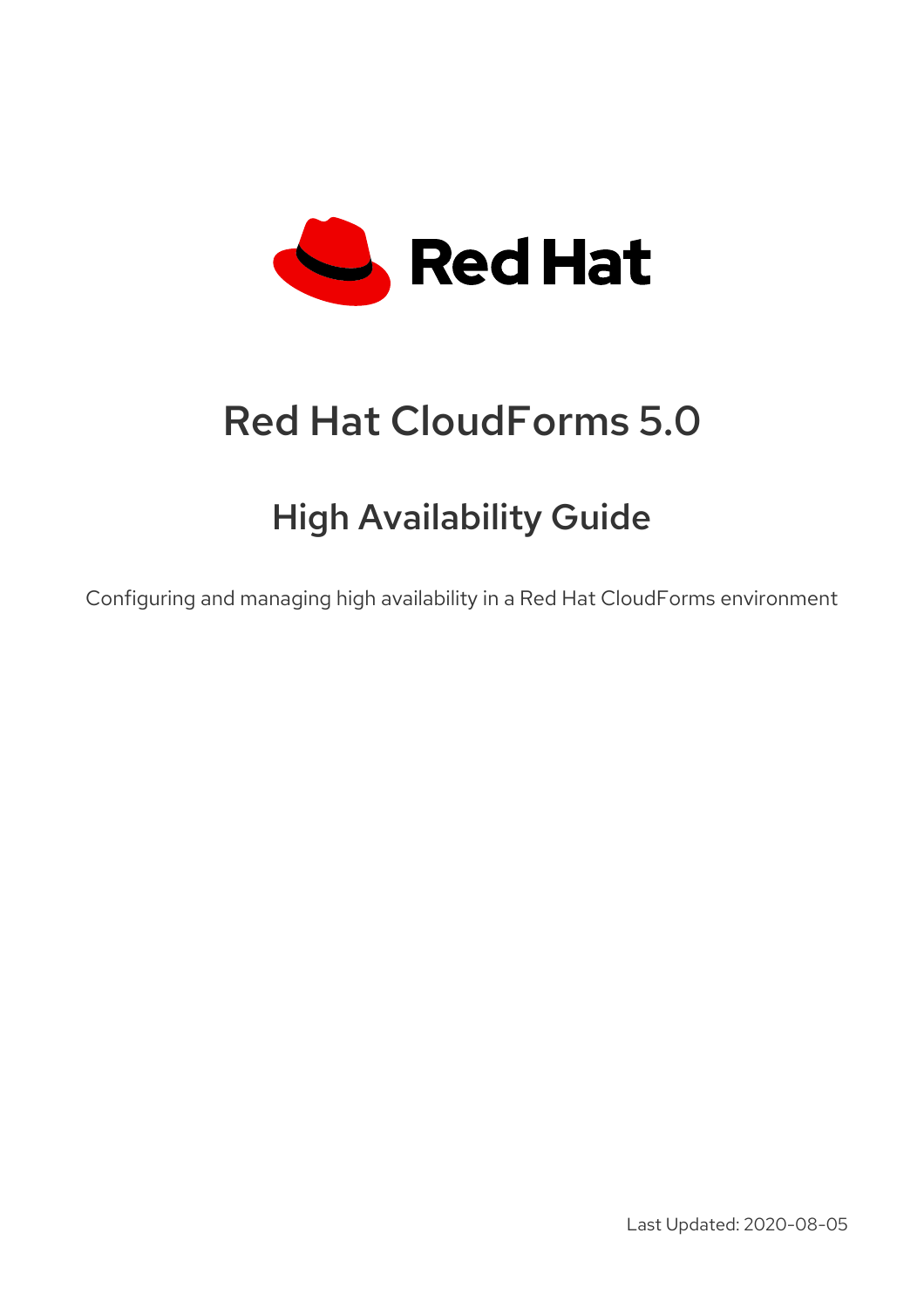# Red Hat CloudForms 5.0

## High Availability Guide

Configuring and managing high availability in a Red Hat CloudForms environment

Last Updated: 2020-08-05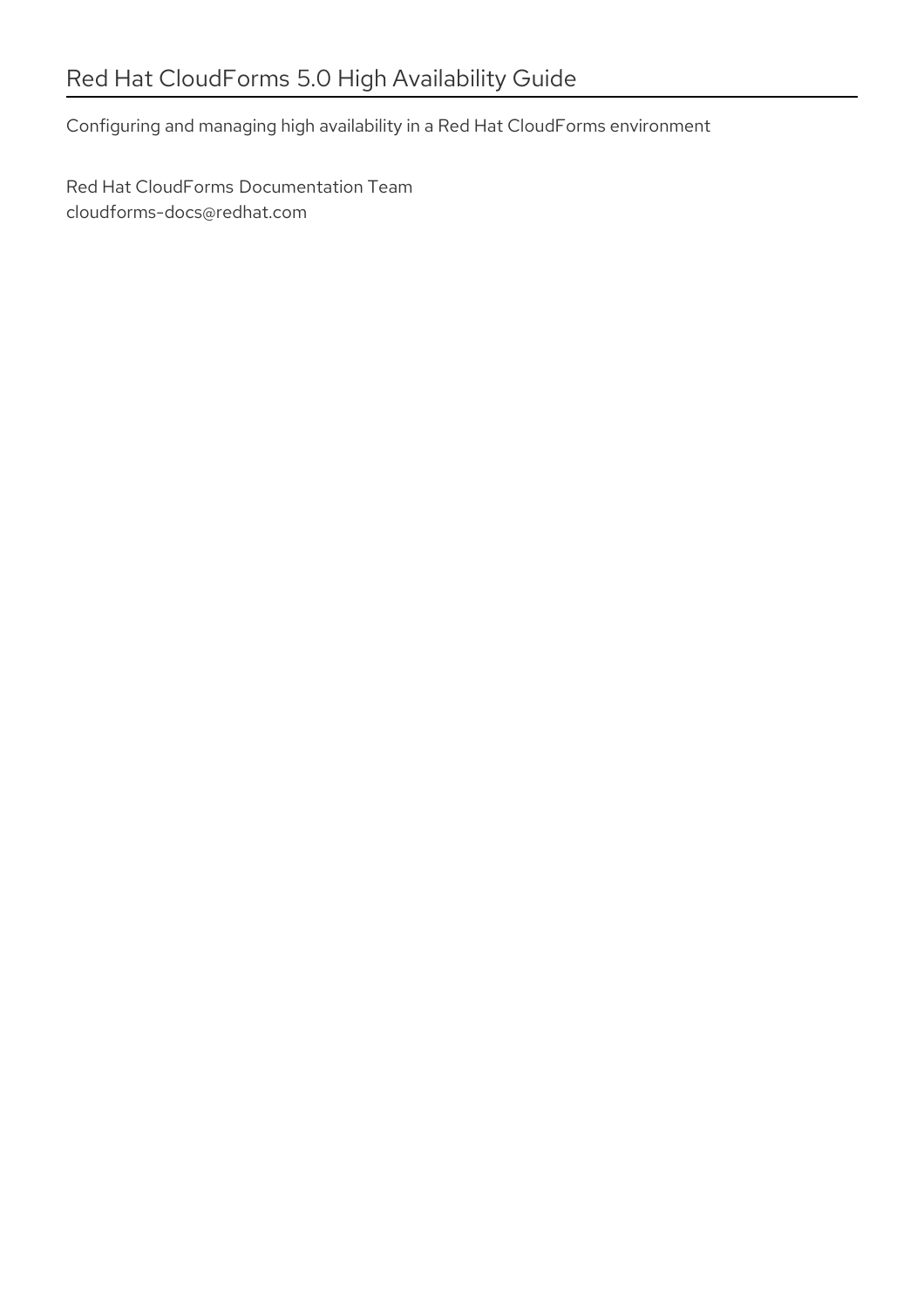# Red Hat CloudForms 5.0 High Availability Guide

Configuring and managing high availability in a Red Hat CloudForms environment

Red Hat CloudForms Documentation Team
cloudforms-docs@redhat.com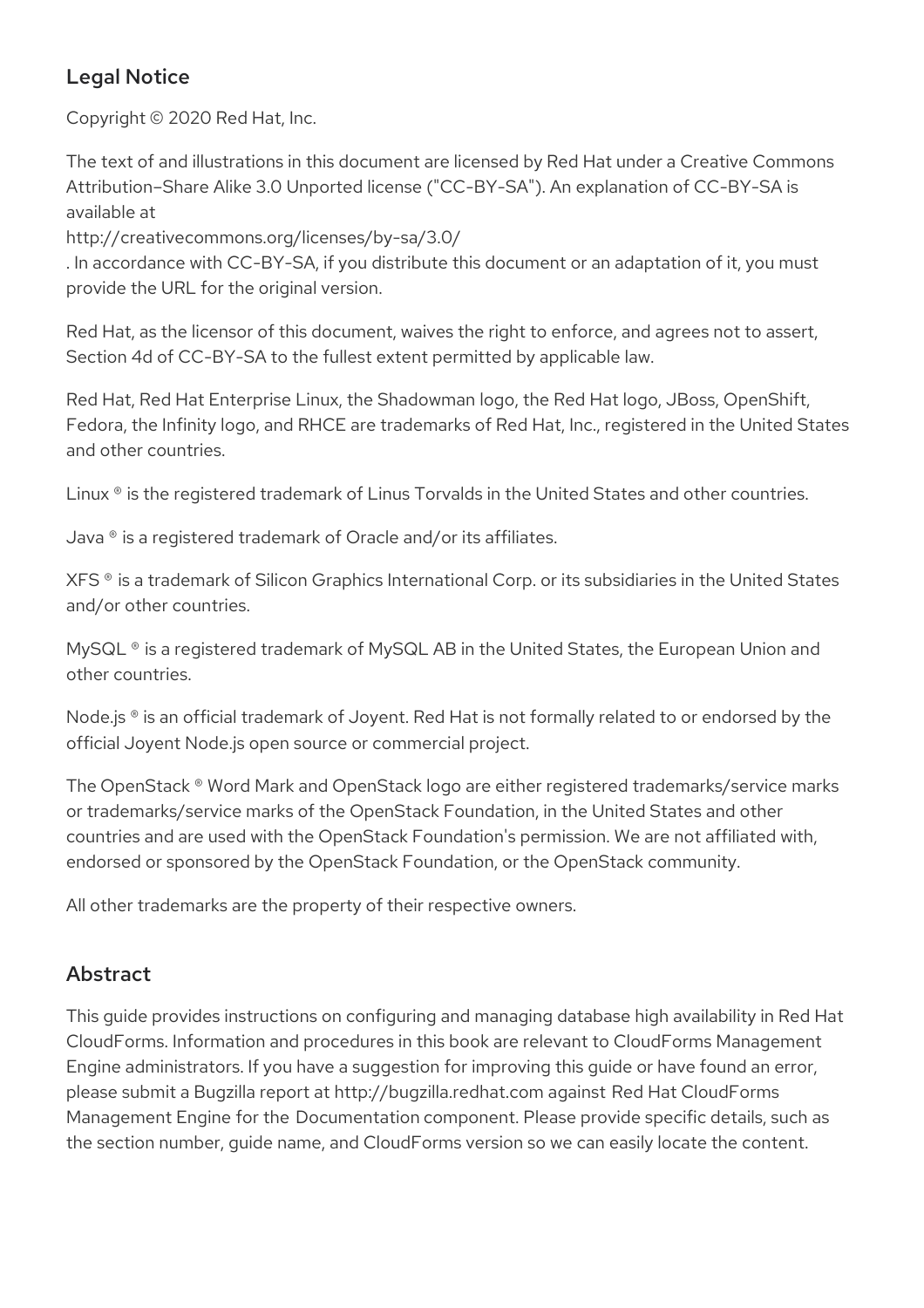## Legal Notice

Copyright © 2020 Red Hat, Inc.

The text of and illustrations in this document are licensed by Red Hat under a Creative Commons Attribution–Share Alike 3.0 Unported license ("CC-BY-SA"). An explanation of CC-BY-SA is available at
http://creativecommons.org/licenses/by-sa/3.0/
. In accordance with CC-BY-SA, if you distribute this document or an adaptation of it, you must provide the URL for the original version.

Red Hat, as the licensor of this document, waives the right to enforce, and agrees not to assert, Section 4d of CC-BY-SA to the fullest extent permitted by applicable law.

Red Hat, Red Hat Enterprise Linux, the Shadowman logo, the Red Hat logo, JBoss, OpenShift, Fedora, the Infinity logo, and RHCE are trademarks of Red Hat, Inc., registered in the United States and other countries.

Linux ® is the registered trademark of Linus Torvalds in the United States and other countries.

Java ® is a registered trademark of Oracle and/or its affiliates.

XFS ® is a trademark of Silicon Graphics International Corp. or its subsidiaries in the United States and/or other countries.

MySQL ® is a registered trademark of MySQL AB in the United States, the European Union and other countries.

Node.js ® is an official trademark of Joyent. Red Hat is not formally related to or endorsed by the official Joyent Node.js open source or commercial project.

The OpenStack ® Word Mark and OpenStack logo are either registered trademarks/service marks or trademarks/service marks of the OpenStack Foundation, in the United States and other countries and are used with the OpenStack Foundation's permission. We are not affiliated with, endorsed or sponsored by the OpenStack Foundation, or the OpenStack community.

All other trademarks are the property of their respective owners.

## Abstract

This guide provides instructions on configuring and managing database high availability in Red Hat CloudForms. Information and procedures in this book are relevant to CloudForms Management Engine administrators. If you have a suggestion for improving this guide or have found an error, please submit a Bugzilla report at http://bugzilla.redhat.com against Red Hat CloudForms Management Engine for the Documentation component. Please provide specific details, such as the section number, guide name, and CloudForms version so we can easily locate the content.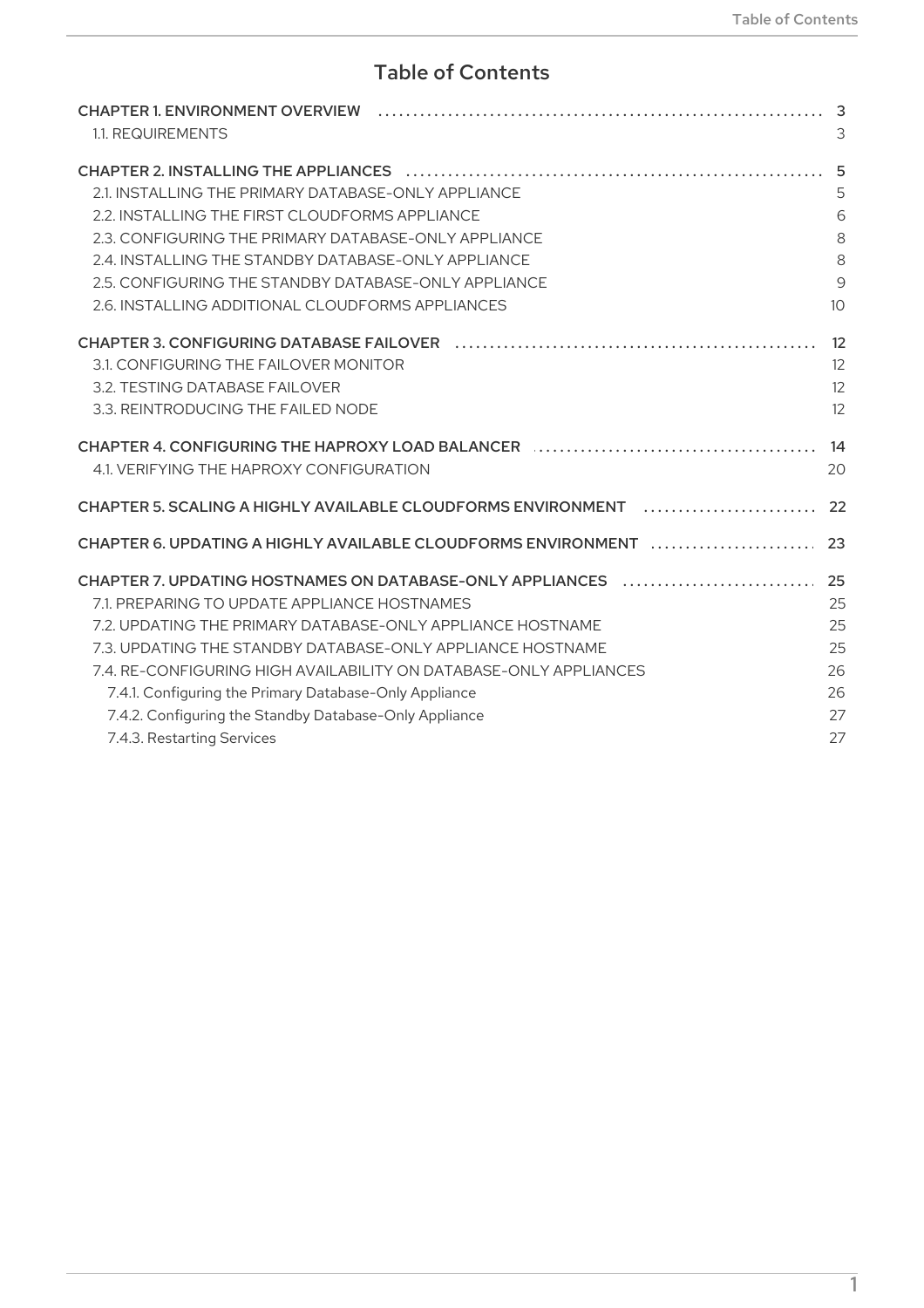# Table of Contents

CHAPTER 1. ENVIRONMENT OVERVIEW ........ 3
- 1.1. REQUIREMENTS ........ 3

CHAPTER 2. INSTALLING THE APPLIANCES ........ 5
- 2.1. INSTALLING THE PRIMARY DATABASE-ONLY APPLIANCE ........ 5
- 2.2. INSTALLING THE FIRST CLOUDFORMS APPLIANCE ........ 6
- 2.3. CONFIGURING THE PRIMARY DATABASE-ONLY APPLIANCE ........ 8
- 2.4. INSTALLING THE STANDBY DATABASE-ONLY APPLIANCE ........ 8
- 2.5. CONFIGURING THE STANDBY DATABASE-ONLY APPLIANCE ........ 9
- 2.6. INSTALLING ADDITIONAL CLOUDFORMS APPLIANCES ........ 10

CHAPTER 3. CONFIGURING DATABASE FAILOVER ........ 12
- 3.1. CONFIGURING THE FAILOVER MONITOR ........ 12
- 3.2. TESTING DATABASE FAILOVER ........ 12
- 3.3. REINTRODUCING THE FAILED NODE ........ 12

CHAPTER 4. CONFIGURING THE HAPROXY LOAD BALANCER ........ 14
- 4.1. VERIFYING THE HAPROXY CONFIGURATION ........ 20

CHAPTER 5. SCALING A HIGHLY AVAILABLE CLOUDFORMS ENVIRONMENT ........ 22

CHAPTER 6. UPDATING A HIGHLY AVAILABLE CLOUDFORMS ENVIRONMENT ........ 23

CHAPTER 7. UPDATING HOSTNAMES ON DATABASE-ONLY APPLIANCES ........ 25
- 7.1. PREPARING TO UPDATE APPLIANCE HOSTNAMES ........ 25
- 7.2. UPDATING THE PRIMARY DATABASE-ONLY APPLIANCE HOSTNAME ........ 25
- 7.3. UPDATING THE STANDBY DATABASE-ONLY APPLIANCE HOSTNAME ........ 25
- 7.4. RE-CONFIGURING HIGH AVAILABILITY ON DATABASE-ONLY APPLIANCES ........ 26
  - 7.4.1. Configuring the Primary Database-Only Appliance ........ 26
  - 7.4.2. Configuring the Standby Database-Only Appliance ........ 27
  - 7.4.3. Restarting Services ........ 27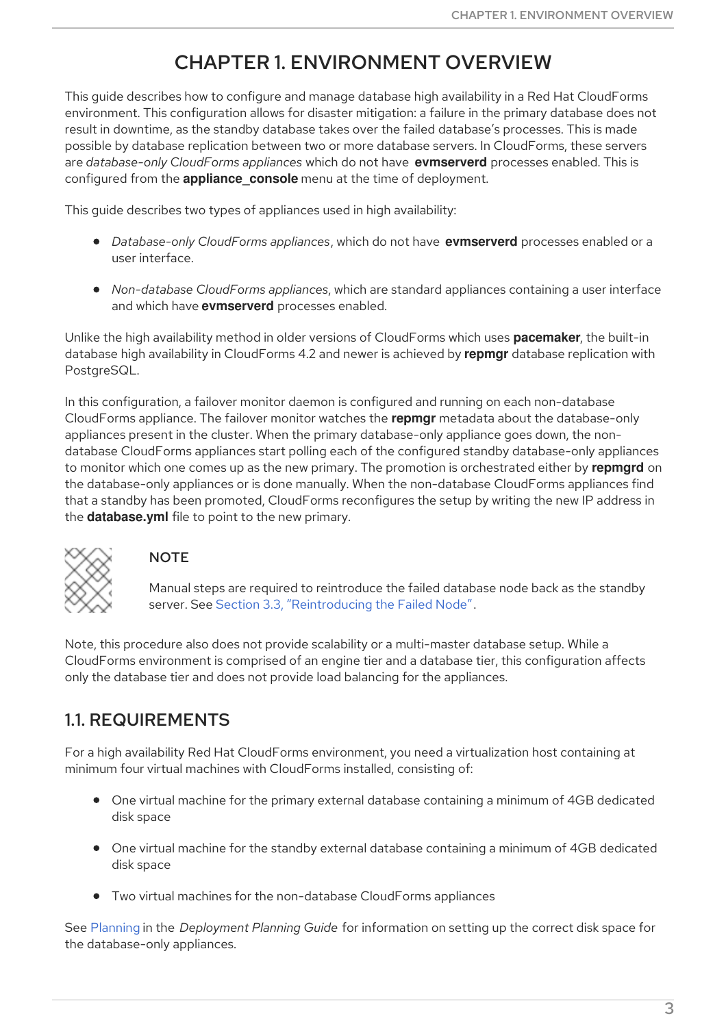# CHAPTER 1. ENVIRONMENT OVERVIEW

This guide describes how to configure and manage database high availability in a Red Hat CloudForms environment. This configuration allows for disaster mitigation: a failure in the primary database does not result in downtime, as the standby database takes over the failed database's processes. This is made possible by database replication between two or more database servers. In CloudForms, these servers are *database-only CloudForms appliances* which do not have **evmserverd** processes enabled. This is configured from the **appliance_console** menu at the time of deployment.

This guide describes two types of appliances used in high availability:

- *Database-only CloudForms appliances*, which do not have **evmserverd** processes enabled or a user interface.
- *Non-database CloudForms appliances*, which are standard appliances containing a user interface and which have **evmserverd** processes enabled.

Unlike the high availability method in older versions of CloudForms which uses **pacemaker**, the built-in database high availability in CloudForms 4.2 and newer is achieved by **repmgr** database replication with PostgreSQL.

In this configuration, a failover monitor daemon is configured and running on each non-database CloudForms appliance. The failover monitor watches the **repmgr** metadata about the database-only appliances present in the cluster. When the primary database-only appliance goes down, the non-database CloudForms appliances start polling each of the configured standby database-only appliances to monitor which one comes up as the new primary. The promotion is orchestrated either by **repmgrd** on the database-only appliances or is done manually. When the non-database CloudForms appliances find that a standby has been promoted, CloudForms reconfigures the setup by writing the new IP address in the **database.yml** file to point to the new primary.

> **NOTE**
>
> Manual steps are required to reintroduce the failed database node back as the standby server. See Section 3.3, "Reintroducing the Failed Node".

Note, this procedure also does not provide scalability or a multi-master database setup. While a CloudForms environment is comprised of an engine tier and a database tier, this configuration affects only the database tier and does not provide load balancing for the appliances.

## 1.1. REQUIREMENTS

For a high availability Red Hat CloudForms environment, you need a virtualization host containing at minimum four virtual machines with CloudForms installed, consisting of:

- One virtual machine for the primary external database containing a minimum of 4GB dedicated disk space
- One virtual machine for the standby external database containing a minimum of 4GB dedicated disk space
- Two virtual machines for the non-database CloudForms appliances

See Planning in the *Deployment Planning Guide* for information on setting up the correct disk space for the database-only appliances.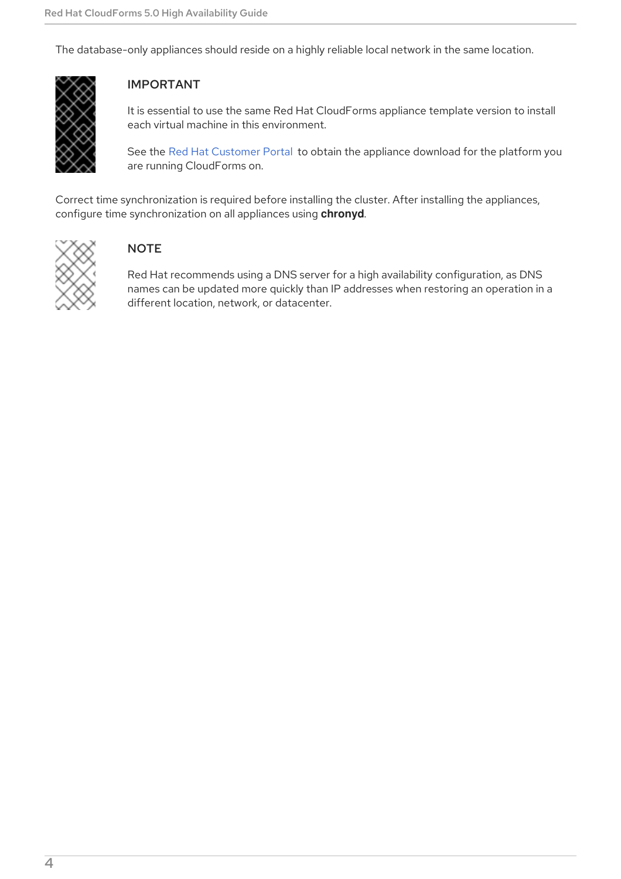The database-only appliances should reside on a highly reliable local network in the same location.

> **IMPORTANT**
>
> It is essential to use the same Red Hat CloudForms appliance template version to install each virtual machine in this environment.
>
> See the Red Hat Customer Portal to obtain the appliance download for the platform you are running CloudForms on.

Correct time synchronization is required before installing the cluster. After installing the appliances, configure time synchronization on all appliances using **chronyd**.

> **NOTE**
>
> Red Hat recommends using a DNS server for a high availability configuration, as DNS names can be updated more quickly than IP addresses when restoring an operation in a different location, network, or datacenter.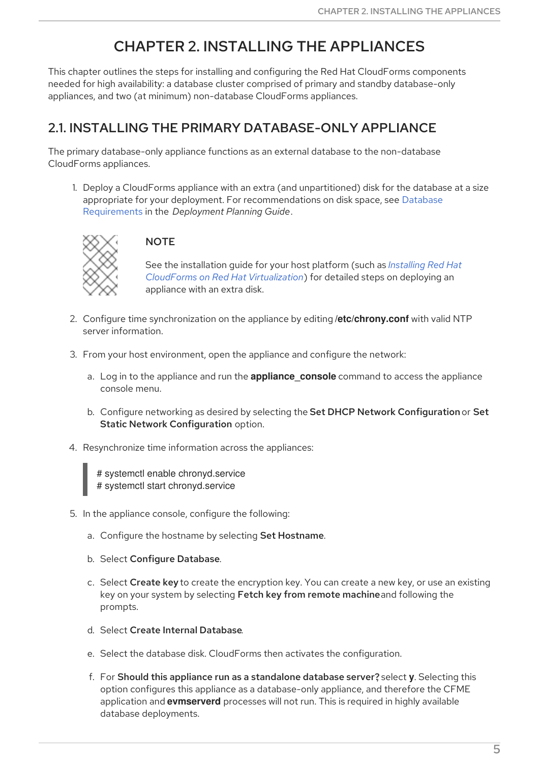# CHAPTER 2. INSTALLING THE APPLIANCES

This chapter outlines the steps for installing and configuring the Red Hat CloudForms components needed for high availability: a database cluster comprised of primary and standby database-only appliances, and two (at minimum) non-database CloudForms appliances.

## 2.1. INSTALLING THE PRIMARY DATABASE-ONLY APPLIANCE

The primary database-only appliance functions as an external database to the non-database CloudForms appliances.

1. Deploy a CloudForms appliance with an extra (and unpartitioned) disk for the database at a size appropriate for your deployment. For recommendations on disk space, see Database Requirements in the *Deployment Planning Guide*.

   > **NOTE**
   >
   > See the installation guide for your host platform (such as *Installing Red Hat CloudForms on Red Hat Virtualization*) for detailed steps on deploying an appliance with an extra disk.

2. Configure time synchronization on the appliance by editing **/etc/chrony.conf** with valid NTP server information.

3. From your host environment, open the appliance and configure the network:

   a. Log in to the appliance and run the **appliance_console** command to access the appliance console menu.

   b. Configure networking as desired by selecting the **Set DHCP Network Configuration** or **Set Static Network Configuration** option.

4. Resynchronize time information across the appliances:

   ```
   # systemctl enable chronyd.service
   # systemctl start chronyd.service
   ```

5. In the appliance console, configure the following:

   a. Configure the hostname by selecting **Set Hostname**.

   b. Select **Configure Database**.

   c. Select **Create key** to create the encryption key. You can create a new key, or use an existing key on your system by selecting **Fetch key from remote machine** and following the prompts.

   d. Select **Create Internal Database**.

   e. Select the database disk. CloudForms then activates the configuration.

   f. For **Should this appliance run as a standalone database server?** select **y**. Selecting this option configures this appliance as a database-only appliance, and therefore the CFME application and **evmserverd** processes will not run. This is required in highly available database deployments.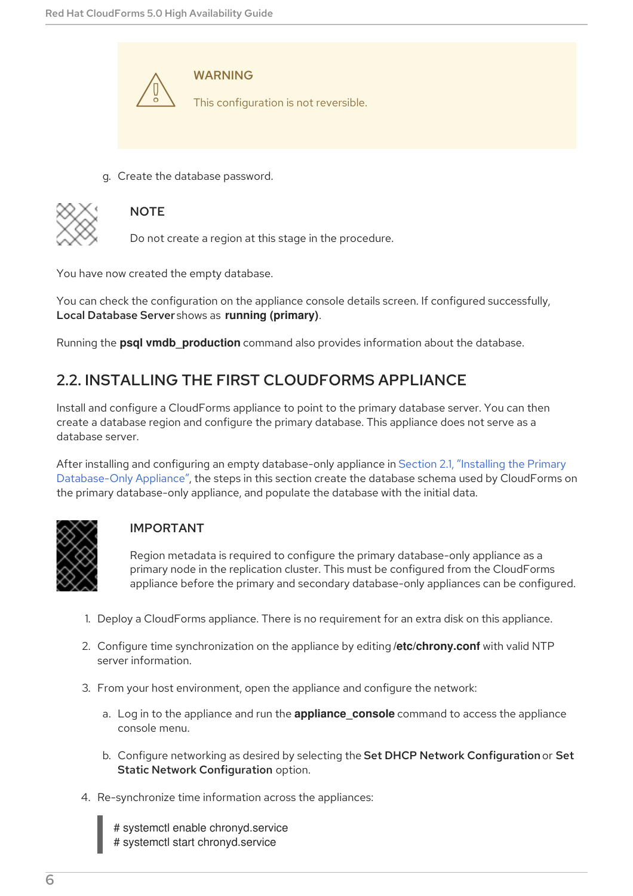> **WARNING**
>
> This configuration is not reversible.

g. Create the database password.

> **NOTE**
>
> Do not create a region at this stage in the procedure.

You have now created the empty database.

You can check the configuration on the appliance console details screen. If configured successfully, **Local Database Server** shows as **running (primary)**.

Running the **psql vmdb_production** command also provides information about the database.

## 2.2. INSTALLING THE FIRST CLOUDFORMS APPLIANCE

Install and configure a CloudForms appliance to point to the primary database server. You can then create a database region and configure the primary database. This appliance does not serve as a database server.

After installing and configuring an empty database-only appliance in Section 2.1, "Installing the Primary Database-Only Appliance", the steps in this section create the database schema used by CloudForms on the primary database-only appliance, and populate the database with the initial data.

> **IMPORTANT**
>
> Region metadata is required to configure the primary database-only appliance as a primary node in the replication cluster. This must be configured from the CloudForms appliance before the primary and secondary database-only appliances can be configured.

1. Deploy a CloudForms appliance. There is no requirement for an extra disk on this appliance.

2. Configure time synchronization on the appliance by editing **/etc/chrony.conf** with valid NTP server information.

3. From your host environment, open the appliance and configure the network:

   a. Log in to the appliance and run the **appliance_console** command to access the appliance console menu.

   b. Configure networking as desired by selecting the **Set DHCP Network Configuration** or **Set Static Network Configuration** option.

4. Re-synchronize time information across the appliances:

```
# systemctl enable chronyd.service
# systemctl start chronyd.service
```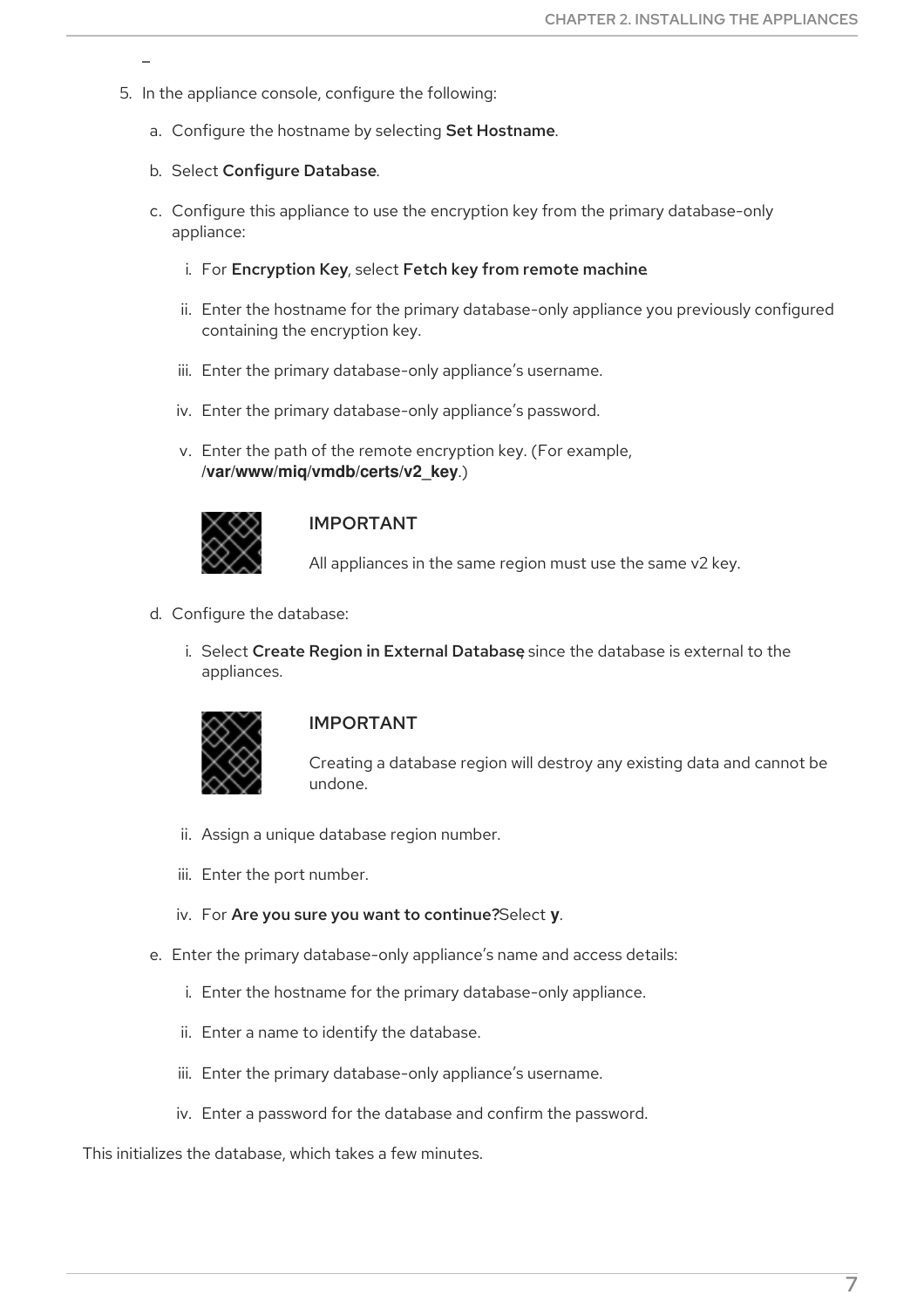5. In the appliance console, configure the following:

   a. Configure the hostname by selecting **Set Hostname**.

   b. Select **Configure Database**.

   c. Configure this appliance to use the encryption key from the primary database-only appliance:

      i. For **Encryption Key**, select **Fetch key from remote machine**.

      ii. Enter the hostname for the primary database-only appliance you previously configured containing the encryption key.

      iii. Enter the primary database-only appliance's username.

      iv. Enter the primary database-only appliance's password.

      v. Enter the path of the remote encryption key. (For example, **/var/www/miq/vmdb/certs/v2_key**.)

      > **IMPORTANT**
      >
      > All appliances in the same region must use the same v2 key.

   d. Configure the database:

      i. Select **Create Region in External Database** since the database is external to the appliances.

      > **IMPORTANT**
      >
      > Creating a database region will destroy any existing data and cannot be undone.

      ii. Assign a unique database region number.

      iii. Enter the port number.

      iv. For **Are you sure you want to continue?** Select **y**.

   e. Enter the primary database-only appliance's name and access details:

      i. Enter the hostname for the primary database-only appliance.

      ii. Enter a name to identify the database.

      iii. Enter the primary database-only appliance's username.

      iv. Enter a password for the database and confirm the password.

This initializes the database, which takes a few minutes.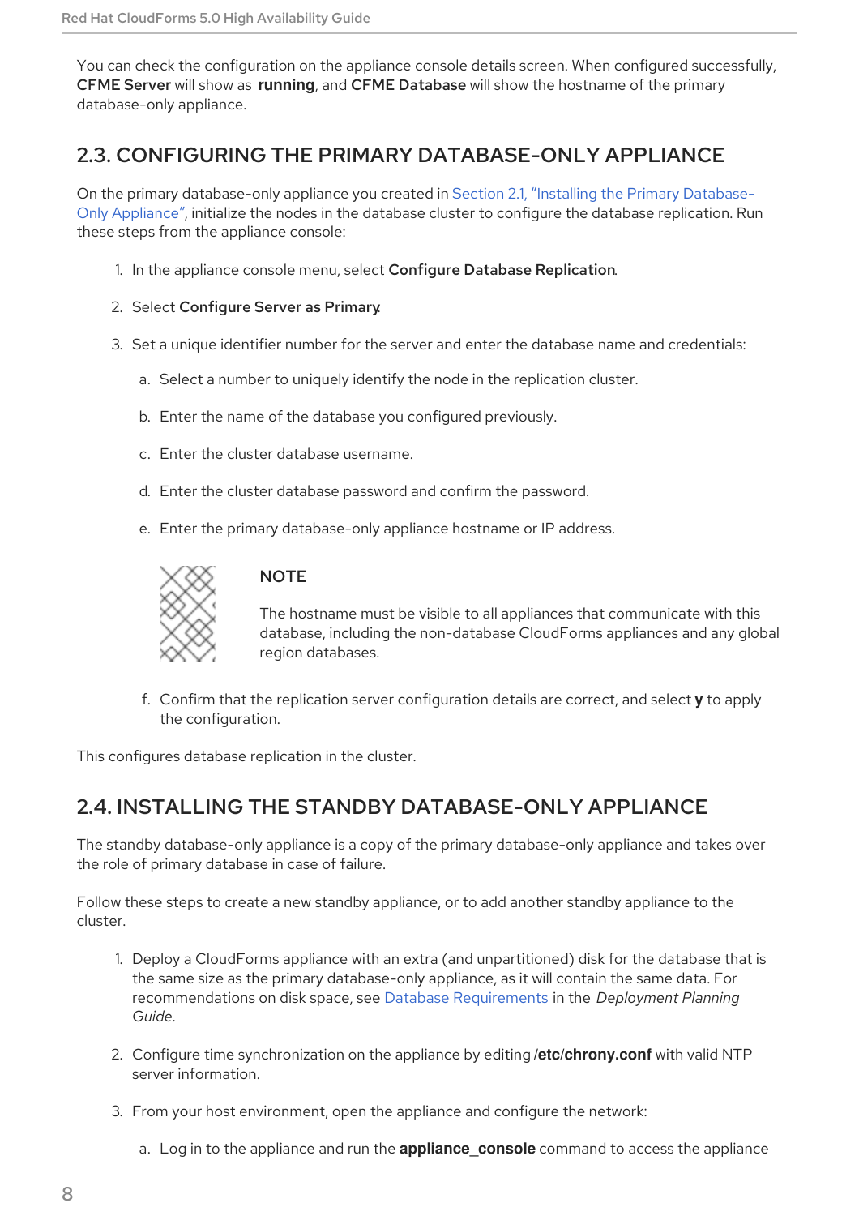You can check the configuration on the appliance console details screen. When configured successfully, **CFME Server** will show as **running**, and **CFME Database** will show the hostname of the primary database-only appliance.

## 2.3. CONFIGURING THE PRIMARY DATABASE-ONLY APPLIANCE

On the primary database-only appliance you created in Section 2.1, "Installing the Primary Database-Only Appliance", initialize the nodes in the database cluster to configure the database replication. Run these steps from the appliance console:

1. In the appliance console menu, select **Configure Database Replication**.
2. Select **Configure Server as Primary**.
3. Set a unique identifier number for the server and enter the database name and credentials:
   a. Select a number to uniquely identify the node in the replication cluster.
   b. Enter the name of the database you configured previously.
   c. Enter the cluster database username.
   d. Enter the cluster database password and confirm the password.
   e. Enter the primary database-only appliance hostname or IP address.

   > **NOTE**
   >
   > The hostname must be visible to all appliances that communicate with this database, including the non-database CloudForms appliances and any global region databases.

   f. Confirm that the replication server configuration details are correct, and select **y** to apply the configuration.

This configures database replication in the cluster.

## 2.4. INSTALLING THE STANDBY DATABASE-ONLY APPLIANCE

The standby database-only appliance is a copy of the primary database-only appliance and takes over the role of primary database in case of failure.

Follow these steps to create a new standby appliance, or to add another standby appliance to the cluster.

1. Deploy a CloudForms appliance with an extra (and unpartitioned) disk for the database that is the same size as the primary database-only appliance, as it will contain the same data. For recommendations on disk space, see Database Requirements in the *Deployment Planning Guide*.
2. Configure time synchronization on the appliance by editing **/etc/chrony.conf** with valid NTP server information.
3. From your host environment, open the appliance and configure the network:
   a. Log in to the appliance and run the **appliance_console** command to access the appliance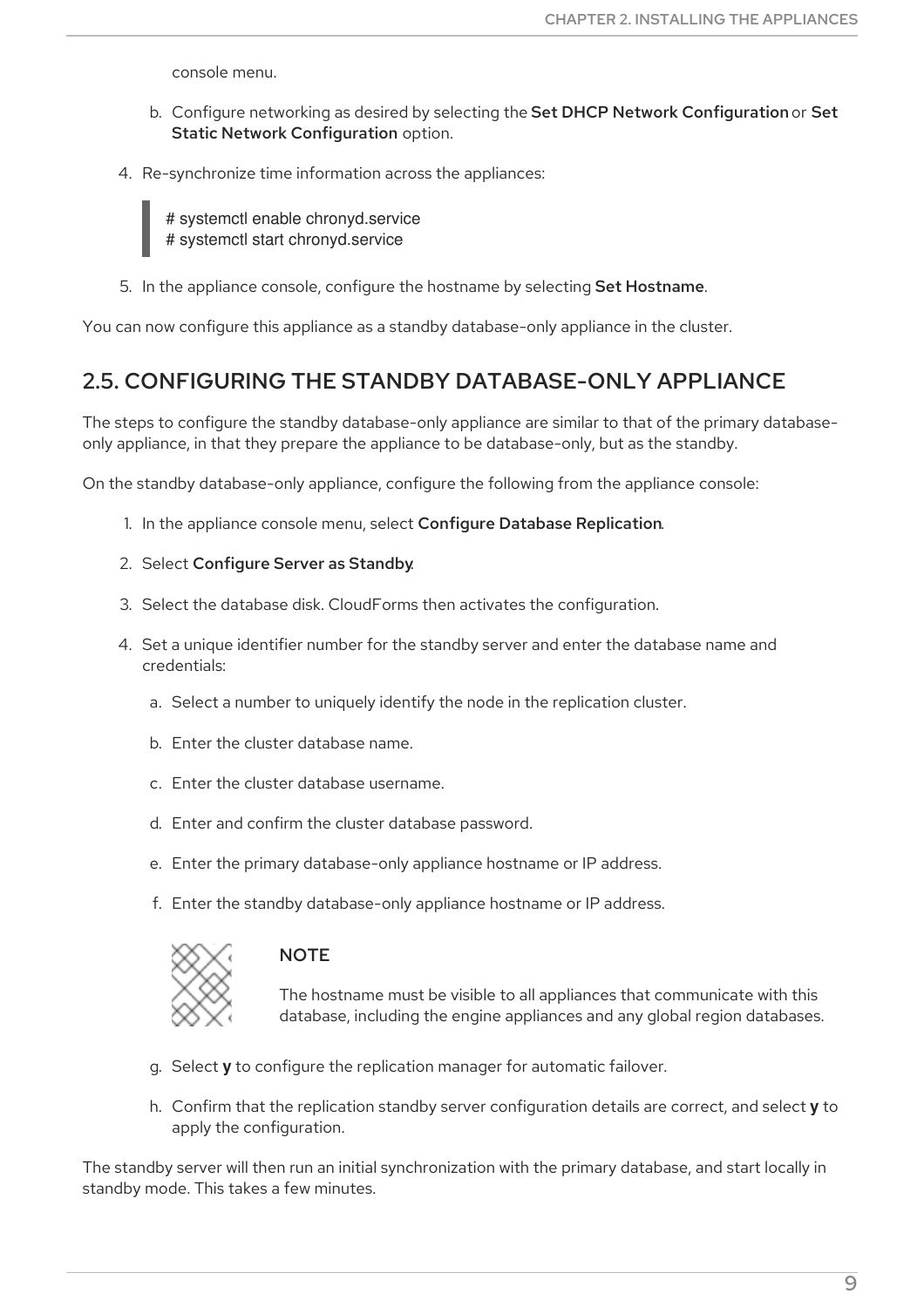console menu.

b. Configure networking as desired by selecting the **Set DHCP Network Configuration** or **Set Static Network Configuration** option.

4. Re-synchronize time information across the appliances:

```
# systemctl enable chronyd.service
# systemctl start chronyd.service
```

5. In the appliance console, configure the hostname by selecting **Set Hostname**.

You can now configure this appliance as a standby database-only appliance in the cluster.

## 2.5. CONFIGURING THE STANDBY DATABASE-ONLY APPLIANCE

The steps to configure the standby database-only appliance are similar to that of the primary database-only appliance, in that they prepare the appliance to be database-only, but as the standby.

On the standby database-only appliance, configure the following from the appliance console:

1. In the appliance console menu, select **Configure Database Replication**.
2. Select **Configure Server as Standby**.
3. Select the database disk. CloudForms then activates the configuration.
4. Set a unique identifier number for the standby server and enter the database name and credentials:
   a. Select a number to uniquely identify the node in the replication cluster.
   b. Enter the cluster database name.
   c. Enter the cluster database username.
   d. Enter and confirm the cluster database password.
   e. Enter the primary database-only appliance hostname or IP address.
   f. Enter the standby database-only appliance hostname or IP address.

   > **NOTE**
   >
   > The hostname must be visible to all appliances that communicate with this database, including the engine appliances and any global region databases.

   g. Select **y** to configure the replication manager for automatic failover.
   h. Confirm that the replication standby server configuration details are correct, and select **y** to apply the configuration.

The standby server will then run an initial synchronization with the primary database, and start locally in standby mode. This takes a few minutes.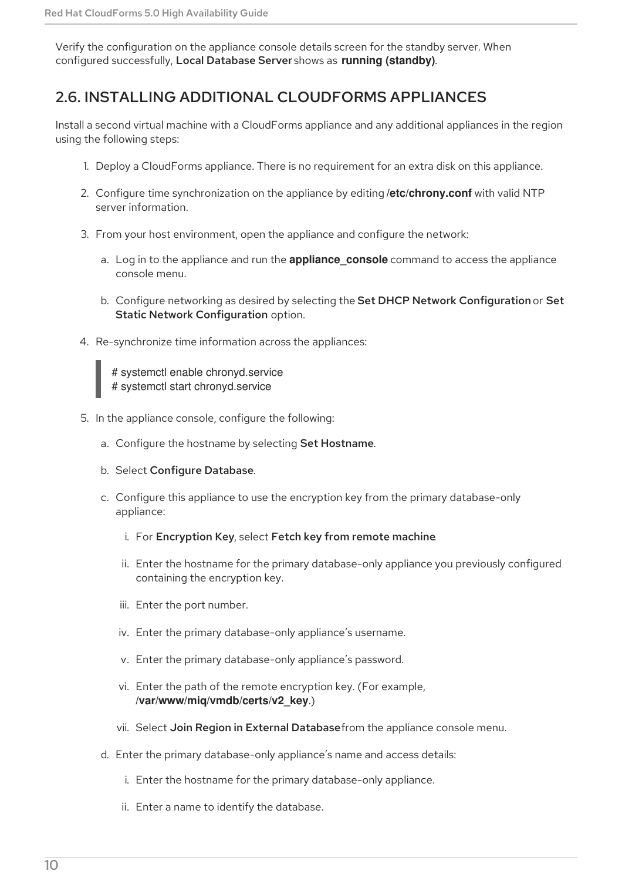Verify the configuration on the appliance console details screen for the standby server. When configured successfully, Local Database Server shows as **running (standby)**.

## 2.6. INSTALLING ADDITIONAL CLOUDFORMS APPLIANCES

Install a second virtual machine with a CloudForms appliance and any additional appliances in the region using the following steps:

1. Deploy a CloudForms appliance. There is no requirement for an extra disk on this appliance.

2. Configure time synchronization on the appliance by editing **/etc/chrony.conf** with valid NTP server information.

3. From your host environment, open the appliance and configure the network:

   a. Log in to the appliance and run the **appliance_console** command to access the appliance console menu.

   b. Configure networking as desired by selecting the Set DHCP Network Configuration or Set Static Network Configuration option.

4. Re-synchronize time information across the appliances:

   ```
   # systemctl enable chronyd.service
   # systemctl start chronyd.service
   ```

5. In the appliance console, configure the following:

   a. Configure the hostname by selecting Set Hostname.

   b. Select Configure Database.

   c. Configure this appliance to use the encryption key from the primary database-only appliance:

      i. For Encryption Key, select Fetch key from remote machine

      ii. Enter the hostname for the primary database-only appliance you previously configured containing the encryption key.

      iii. Enter the port number.

      iv. Enter the primary database-only appliance's username.

      v. Enter the primary database-only appliance's password.

      vi. Enter the path of the remote encryption key. (For example, **/var/www/miq/vmdb/certs/v2_key**.)

      vii. Select Join Region in External Database from the appliance console menu.

   d. Enter the primary database-only appliance's name and access details:

      i. Enter the hostname for the primary database-only appliance.

      ii. Enter a name to identify the database.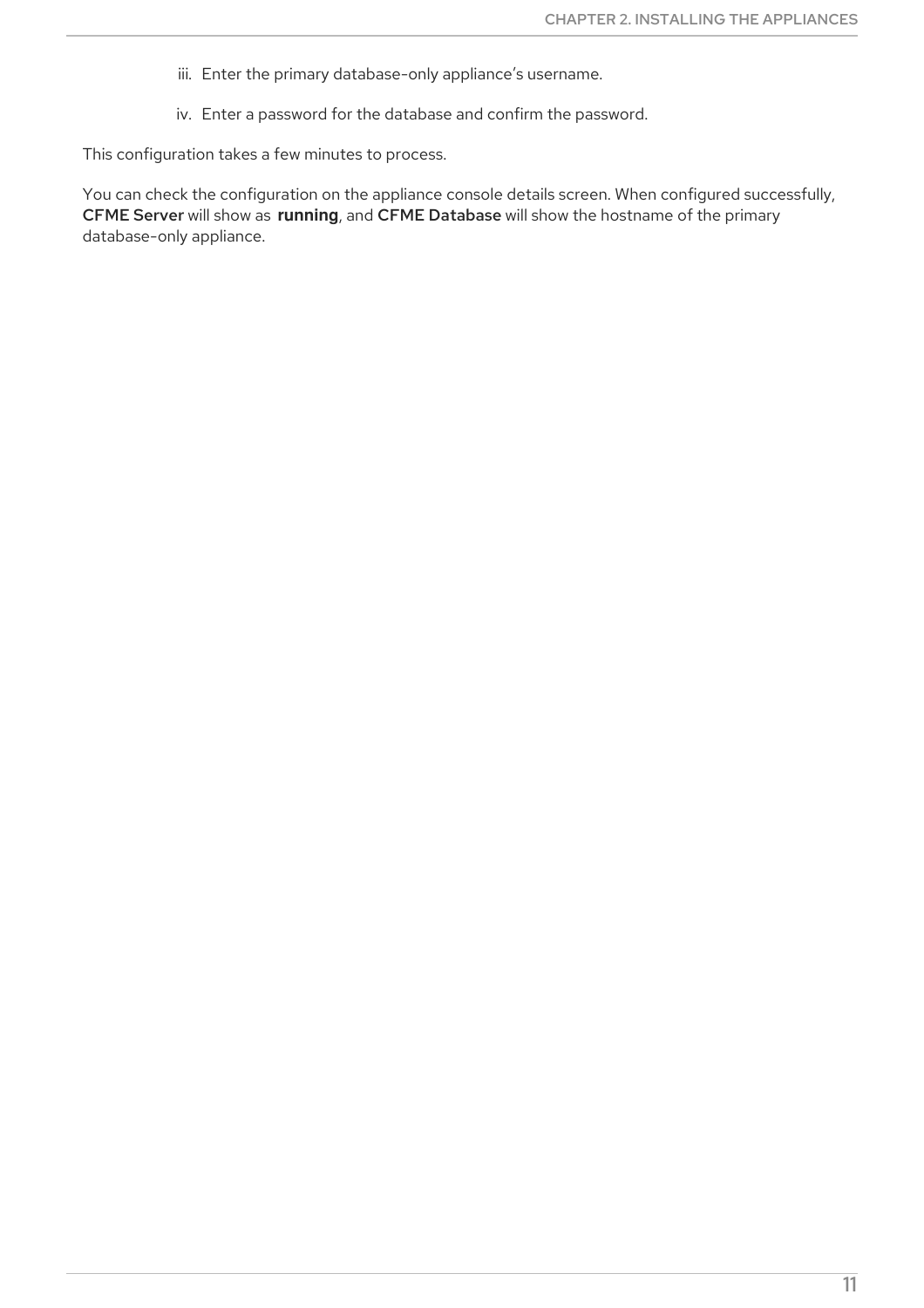iii. Enter the primary database-only appliance's username.

iv. Enter a password for the database and confirm the password.

This configuration takes a few minutes to process.

You can check the configuration on the appliance console details screen. When configured successfully, **CFME Server** will show as **running**, and **CFME Database** will show the hostname of the primary database-only appliance.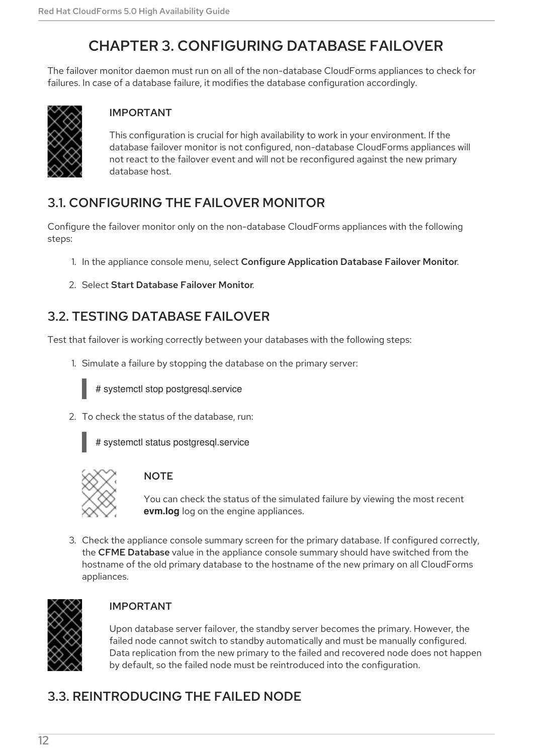# CHAPTER 3. CONFIGURING DATABASE FAILOVER

The failover monitor daemon must run on all of the non-database CloudForms appliances to check for failures. In case of a database failure, it modifies the database configuration accordingly.

> **IMPORTANT**
>
> This configuration is crucial for high availability to work in your environment. If the database failover monitor is not configured, non-database CloudForms appliances will not react to the failover event and will not be reconfigured against the new primary database host.

## 3.1. CONFIGURING THE FAILOVER MONITOR

Configure the failover monitor only on the non-database CloudForms appliances with the following steps:

1. In the appliance console menu, select **Configure Application Database Failover Monitor**.

2. Select **Start Database Failover Monitor**.

## 3.2. TESTING DATABASE FAILOVER

Test that failover is working correctly between your databases with the following steps:

1. Simulate a failure by stopping the database on the primary server:

   ```
   # systemctl stop postgresql.service
   ```

2. To check the status of the database, run:

   ```
   # systemctl status postgresql.service
   ```

   > **NOTE**
   >
   > You can check the status of the simulated failure by viewing the most recent **evm.log** log on the engine appliances.

3. Check the appliance console summary screen for the primary database. If configured correctly, the **CFME Database** value in the appliance console summary should have switched from the hostname of the old primary database to the hostname of the new primary on all CloudForms appliances.

> **IMPORTANT**
>
> Upon database server failover, the standby server becomes the primary. However, the failed node cannot switch to standby automatically and must be manually configured. Data replication from the new primary to the failed and recovered node does not happen by default, so the failed node must be reintroduced into the configuration.

## 3.3. REINTRODUCING THE FAILED NODE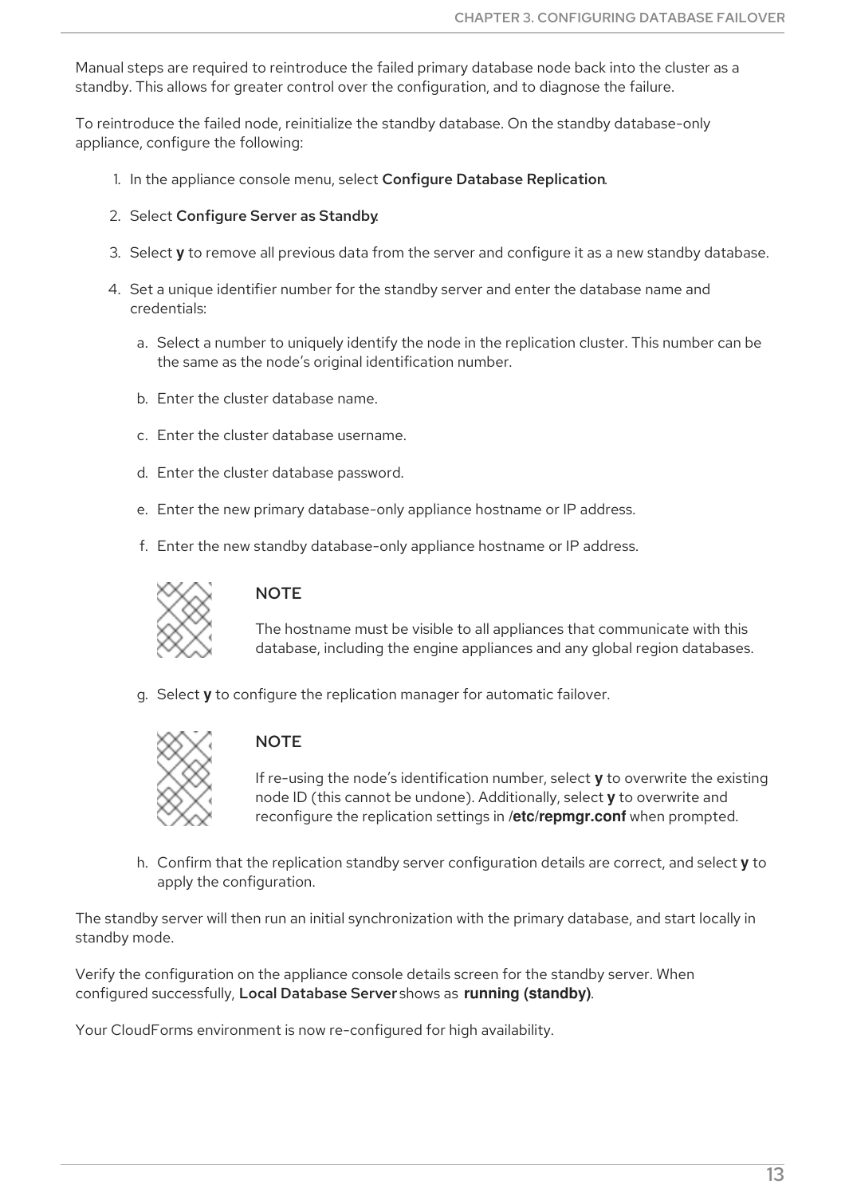Manual steps are required to reintroduce the failed primary database node back into the cluster as a standby. This allows for greater control over the configuration, and to diagnose the failure.

To reintroduce the failed node, reinitialize the standby database. On the standby database-only appliance, configure the following:

1. In the appliance console menu, select **Configure Database Replication**.
2. Select **Configure Server as Standby**.
3. Select **y** to remove all previous data from the server and configure it as a new standby database.
4. Set a unique identifier number for the standby server and enter the database name and credentials:
   a. Select a number to uniquely identify the node in the replication cluster. This number can be the same as the node's original identification number.
   b. Enter the cluster database name.
   c. Enter the cluster database username.
   d. Enter the cluster database password.
   e. Enter the new primary database-only appliance hostname or IP address.
   f. Enter the new standby database-only appliance hostname or IP address.

      > **NOTE**
      >
      > The hostname must be visible to all appliances that communicate with this database, including the engine appliances and any global region databases.

   g. Select **y** to configure the replication manager for automatic failover.

      > **NOTE**
      >
      > If re-using the node's identification number, select **y** to overwrite the existing node ID (this cannot be undone). Additionally, select **y** to overwrite and reconfigure the replication settings in **/etc/repmgr.conf** when prompted.

   h. Confirm that the replication standby server configuration details are correct, and select **y** to apply the configuration.

The standby server will then run an initial synchronization with the primary database, and start locally in standby mode.

Verify the configuration on the appliance console details screen for the standby server. When configured successfully, **Local Database Server** shows as **running (standby)**.

Your CloudForms environment is now re-configured for high availability.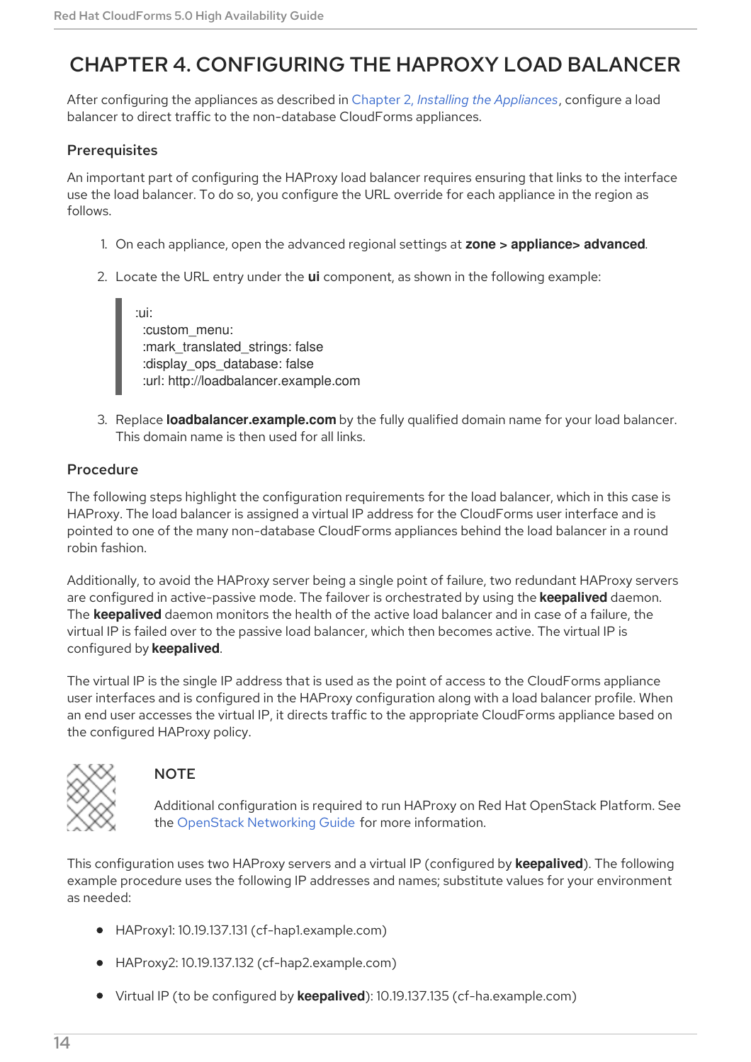# CHAPTER 4. CONFIGURING THE HAPROXY LOAD BALANCER

After configuring the appliances as described in Chapter 2, *Installing the Appliances*, configure a load balancer to direct traffic to the non-database CloudForms appliances.

### Prerequisites

An important part of configuring the HAProxy load balancer requires ensuring that links to the interface use the load balancer. To do so, you configure the URL override for each appliance in the region as follows.

1. On each appliance, open the advanced regional settings at **zone > appliance> advanced**.
2. Locate the URL entry under the **ui** component, as shown in the following example:

```
:ui:
  :custom_menu:
  :mark_translated_strings: false
  :display_ops_database: false
  :url: http://loadbalancer.example.com
```

3. Replace **loadbalancer.example.com** by the fully qualified domain name for your load balancer. This domain name is then used for all links.

### Procedure

The following steps highlight the configuration requirements for the load balancer, which in this case is HAProxy. The load balancer is assigned a virtual IP address for the CloudForms user interface and is pointed to one of the many non-database CloudForms appliances behind the load balancer in a round robin fashion.

Additionally, to avoid the HAProxy server being a single point of failure, two redundant HAProxy servers are configured in active-passive mode. The failover is orchestrated by using the **keepalived** daemon. The **keepalived** daemon monitors the health of the active load balancer and in case of a failure, the virtual IP is failed over to the passive load balancer, which then becomes active. The virtual IP is configured by **keepalived**.

The virtual IP is the single IP address that is used as the point of access to the CloudForms appliance user interfaces and is configured in the HAProxy configuration along with a load balancer profile. When an end user accesses the virtual IP, it directs traffic to the appropriate CloudForms appliance based on the configured HAProxy policy.

> **NOTE**
>
> Additional configuration is required to run HAProxy on Red Hat OpenStack Platform. See the OpenStack Networking Guide for more information.

This configuration uses two HAProxy servers and a virtual IP (configured by **keepalived**). The following example procedure uses the following IP addresses and names; substitute values for your environment as needed:

- HAProxy1: 10.19.137.131 (cf-hap1.example.com)
- HAProxy2: 10.19.137.132 (cf-hap2.example.com)
- Virtual IP (to be configured by **keepalived**): 10.19.137.135 (cf-ha.example.com)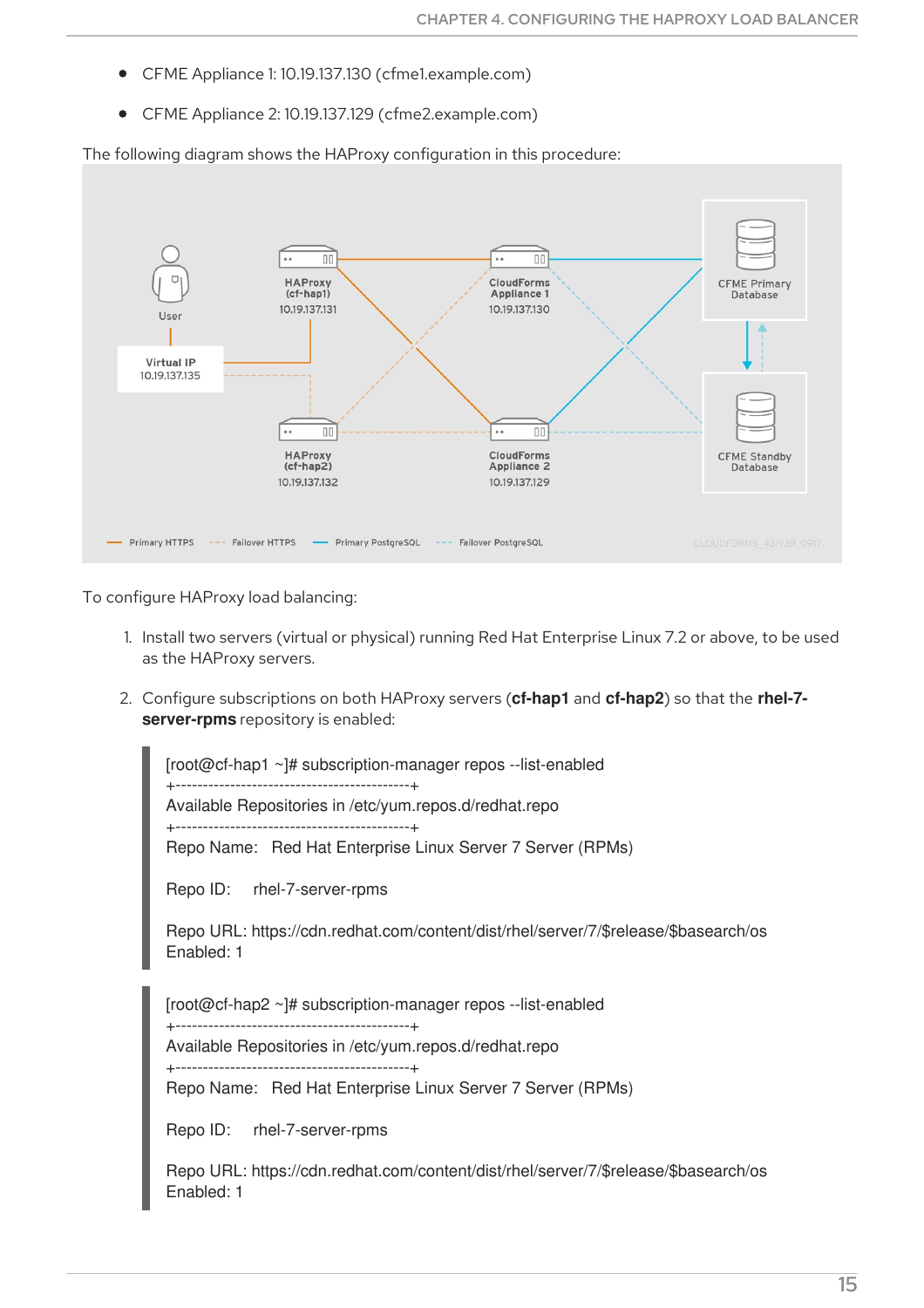- CFME Appliance 1: 10.19.137.130 (cfme1.example.com)
- CFME Appliance 2: 10.19.137.129 (cfme2.example.com)

The following diagram shows the HAProxy configuration in this procedure:

To configure HAProxy load balancing:

1. Install two servers (virtual or physical) running Red Hat Enterprise Linux 7.2 or above, to be used as the HAProxy servers.

2. Configure subscriptions on both HAProxy servers (**cf-hap1** and **cf-hap2**) so that the **rhel-7-server-rpms** repository is enabled:

```
[root@cf-hap1 ~]# subscription-manager repos --list-enabled
+-------------------------------------------+
Available Repositories in /etc/yum.repos.d/redhat.repo
+-------------------------------------------+
Repo Name:   Red Hat Enterprise Linux Server 7 Server (RPMs)

Repo ID:     rhel-7-server-rpms

Repo URL: https://cdn.redhat.com/content/dist/rhel/server/7/$release/$basearch/os
Enabled: 1
```

```
[root@cf-hap2 ~]# subscription-manager repos --list-enabled
+-------------------------------------------+
Available Repositories in /etc/yum.repos.d/redhat.repo
+-------------------------------------------+
Repo Name:   Red Hat Enterprise Linux Server 7 Server (RPMs)

Repo ID:     rhel-7-server-rpms

Repo URL: https://cdn.redhat.com/content/dist/rhel/server/7/$release/$basearch/os
Enabled: 1
```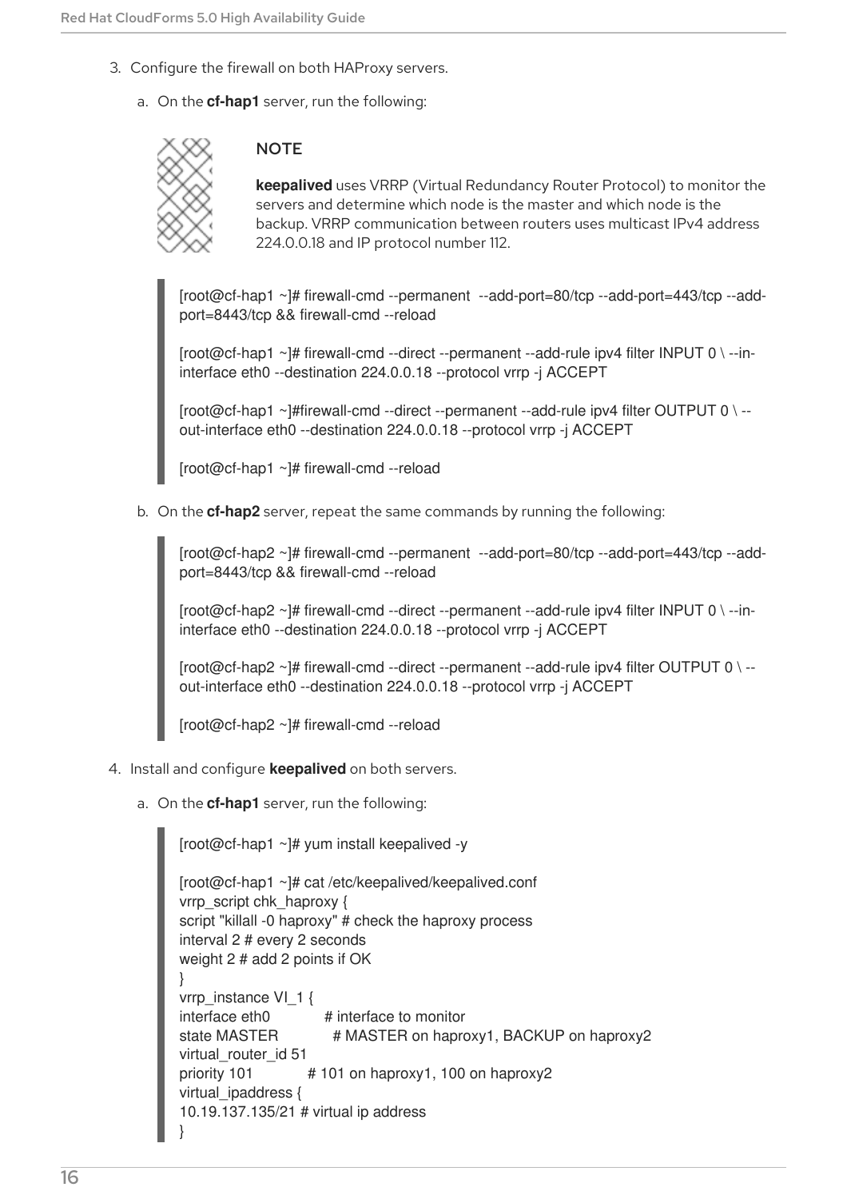3. Configure the firewall on both HAProxy servers.

   a. On the **cf-hap1** server, run the following:

   > **NOTE**
   >
   > **keepalived** uses VRRP (Virtual Redundancy Router Protocol) to monitor the servers and determine which node is the master and which node is the backup. VRRP communication between routers uses multicast IPv4 address 224.0.0.18 and IP protocol number 112.

   ```
   [root@cf-hap1 ~]# firewall-cmd --permanent  --add-port=80/tcp --add-port=443/tcp --add-port=8443/tcp && firewall-cmd --reload

   [root@cf-hap1 ~]# firewall-cmd --direct --permanent --add-rule ipv4 filter INPUT 0 \ --in-interface eth0 --destination 224.0.0.18 --protocol vrrp -j ACCEPT

   [root@cf-hap1 ~]#firewall-cmd --direct --permanent --add-rule ipv4 filter OUTPUT 0 \ --out-interface eth0 --destination 224.0.0.18 --protocol vrrp -j ACCEPT

   [root@cf-hap1 ~]# firewall-cmd --reload
   ```

   b. On the **cf-hap2** server, repeat the same commands by running the following:

   ```
   [root@cf-hap2 ~]# firewall-cmd --permanent  --add-port=80/tcp --add-port=443/tcp --add-port=8443/tcp && firewall-cmd --reload

   [root@cf-hap2 ~]# firewall-cmd --direct --permanent --add-rule ipv4 filter INPUT 0 \ --in-interface eth0 --destination 224.0.0.18 --protocol vrrp -j ACCEPT

   [root@cf-hap2 ~]# firewall-cmd --direct --permanent --add-rule ipv4 filter OUTPUT 0 \ --out-interface eth0 --destination 224.0.0.18 --protocol vrrp -j ACCEPT

   [root@cf-hap2 ~]# firewall-cmd --reload
   ```

4. Install and configure **keepalived** on both servers.

   a. On the **cf-hap1** server, run the following:

   ```
   [root@cf-hap1 ~]# yum install keepalived -y

   [root@cf-hap1 ~]# cat /etc/keepalived/keepalived.conf
   vrrp_script chk_haproxy {
   script "killall -0 haproxy" # check the haproxy process
   interval 2 # every 2 seconds
   weight 2 # add 2 points if OK
   }
   vrrp_instance VI_1 {
   interface eth0           # interface to monitor
   state MASTER             # MASTER on haproxy1, BACKUP on haproxy2
   virtual_router_id 51
   priority 101             # 101 on haproxy1, 100 on haproxy2
   virtual_ipaddress {
   10.19.137.135/21 # virtual ip address
   }
   ```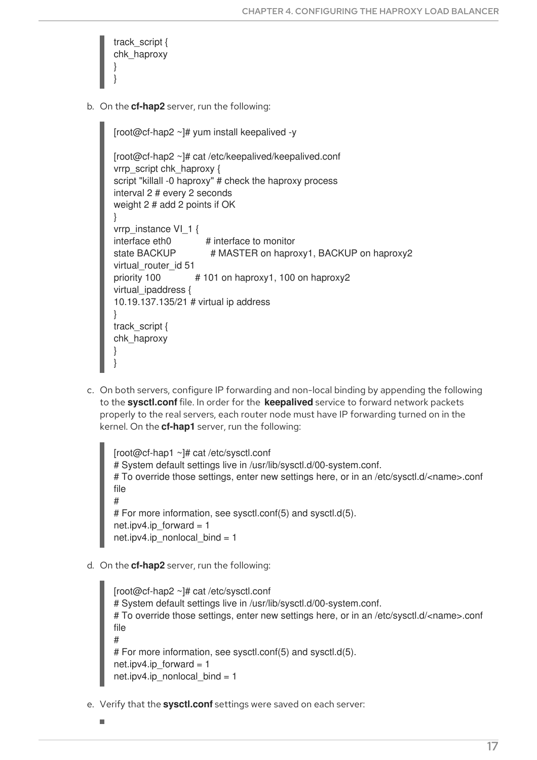```
track_script {
chk_haproxy
}
}
```

b. On the **cf-hap2** server, run the following:

```
[root@cf-hap2 ~]# yum install keepalived -y

[root@cf-hap2 ~]# cat /etc/keepalived/keepalived.conf
vrrp_script chk_haproxy {
script "killall -0 haproxy" # check the haproxy process
interval 2 # every 2 seconds
weight 2 # add 2 points if OK
}
vrrp_instance VI_1 {
interface eth0          # interface to monitor
state BACKUP            # MASTER on haproxy1, BACKUP on haproxy2
virtual_router_id 51
priority 100            # 101 on haproxy1, 100 on haproxy2
virtual_ipaddress {
10.19.137.135/21 # virtual ip address
}
track_script {
chk_haproxy
}
}
```

c. On both servers, configure IP forwarding and non-local binding by appending the following to the **sysctl.conf** file. In order for the **keepalived** service to forward network packets properly to the real servers, each router node must have IP forwarding turned on in the kernel. On the **cf-hap1** server, run the following:

```
[root@cf-hap1 ~]# cat /etc/sysctl.conf
# System default settings live in /usr/lib/sysctl.d/00-system.conf.
# To override those settings, enter new settings here, or in an /etc/sysctl.d/<name>.conf
file
#
# For more information, see sysctl.conf(5) and sysctl.d(5).
net.ipv4.ip_forward = 1
net.ipv4.ip_nonlocal_bind = 1
```

d. On the **cf-hap2** server, run the following:

```
[root@cf-hap2 ~]# cat /etc/sysctl.conf
# System default settings live in /usr/lib/sysctl.d/00-system.conf.
# To override those settings, enter new settings here, or in an /etc/sysctl.d/<name>.conf
file
#
# For more information, see sysctl.conf(5) and sysctl.d(5).
net.ipv4.ip_forward = 1
net.ipv4.ip_nonlocal_bind = 1
```

e. Verify that the **sysctl.conf** settings were saved on each server: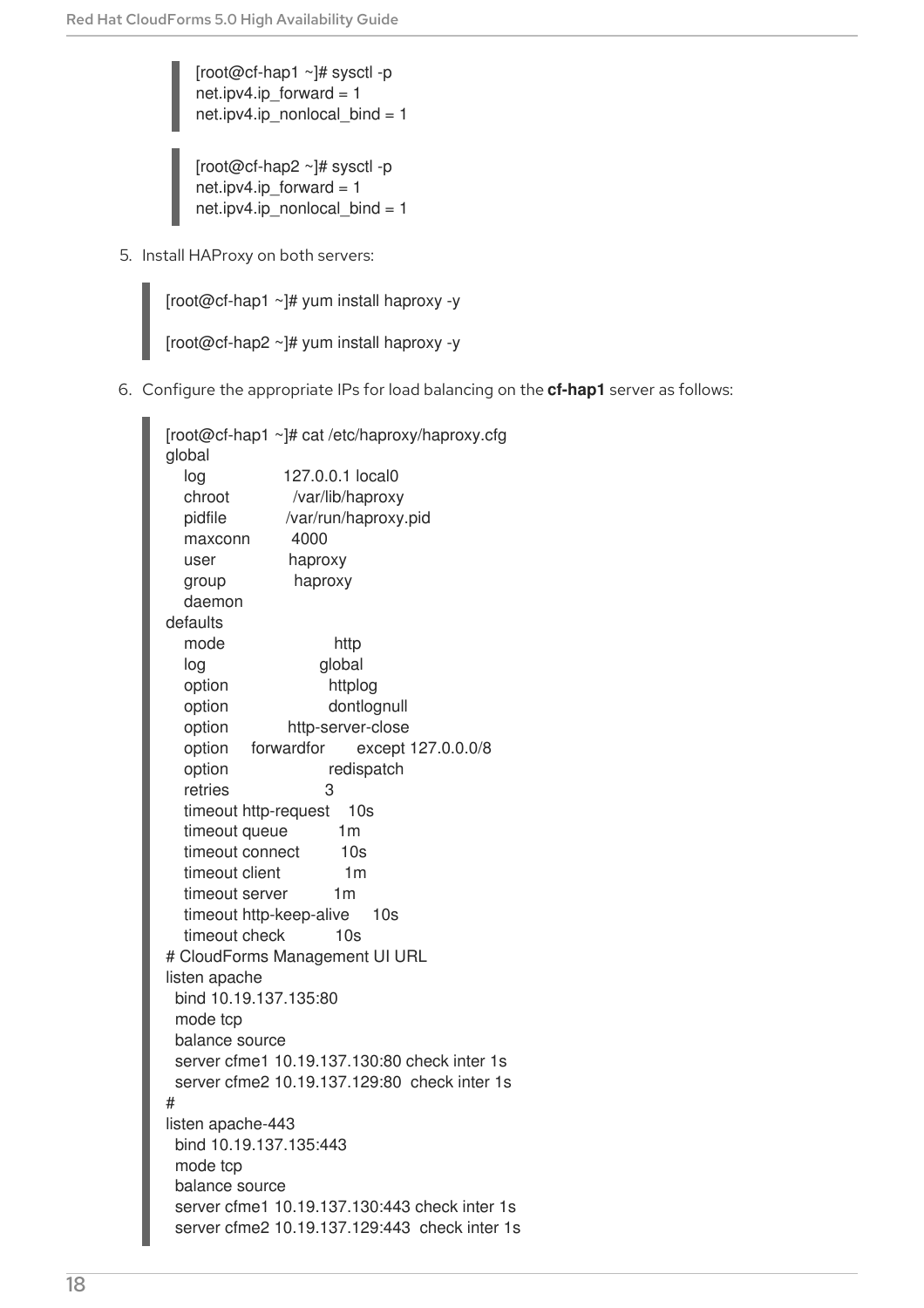```
[root@cf-hap1 ~]# sysctl -p
net.ipv4.ip_forward = 1
net.ipv4.ip_nonlocal_bind = 1
```

```
[root@cf-hap2 ~]# sysctl -p
net.ipv4.ip_forward = 1
net.ipv4.ip_nonlocal_bind = 1
```

5. Install HAProxy on both servers:

```
[root@cf-hap1 ~]# yum install haproxy -y

[root@cf-hap2 ~]# yum install haproxy -y
```

6. Configure the appropriate IPs for load balancing on the **cf-hap1** server as follows:

```
[root@cf-hap1 ~]# cat /etc/haproxy/haproxy.cfg
global
    log             127.0.0.1 local0
    chroot          /var/lib/haproxy
    pidfile         /var/run/haproxy.pid
    maxconn         4000
    user            haproxy
    group           haproxy
    daemon
defaults
    mode                    http
    log                     global
    option                  httplog
    option                  dontlognull
    option          http-server-close
    option    forwardfor      except 127.0.0.0/8
    option                  redispatch
    retries                 3
    timeout http-request    10s
    timeout queue           1m
    timeout connect         10s
    timeout client          1m
    timeout server          1m
    timeout http-keep-alive     10s
    timeout check           10s
# CloudForms Management UI URL
listen apache
  bind 10.19.137.135:80
  mode tcp
  balance source
  server cfme1 10.19.137.130:80 check inter 1s
  server cfme2 10.19.137.129:80  check inter 1s
#
listen apache-443
  bind 10.19.137.135:443
  mode tcp
  balance source
  server cfme1 10.19.137.130:443 check inter 1s
  server cfme2 10.19.137.129:443  check inter 1s
```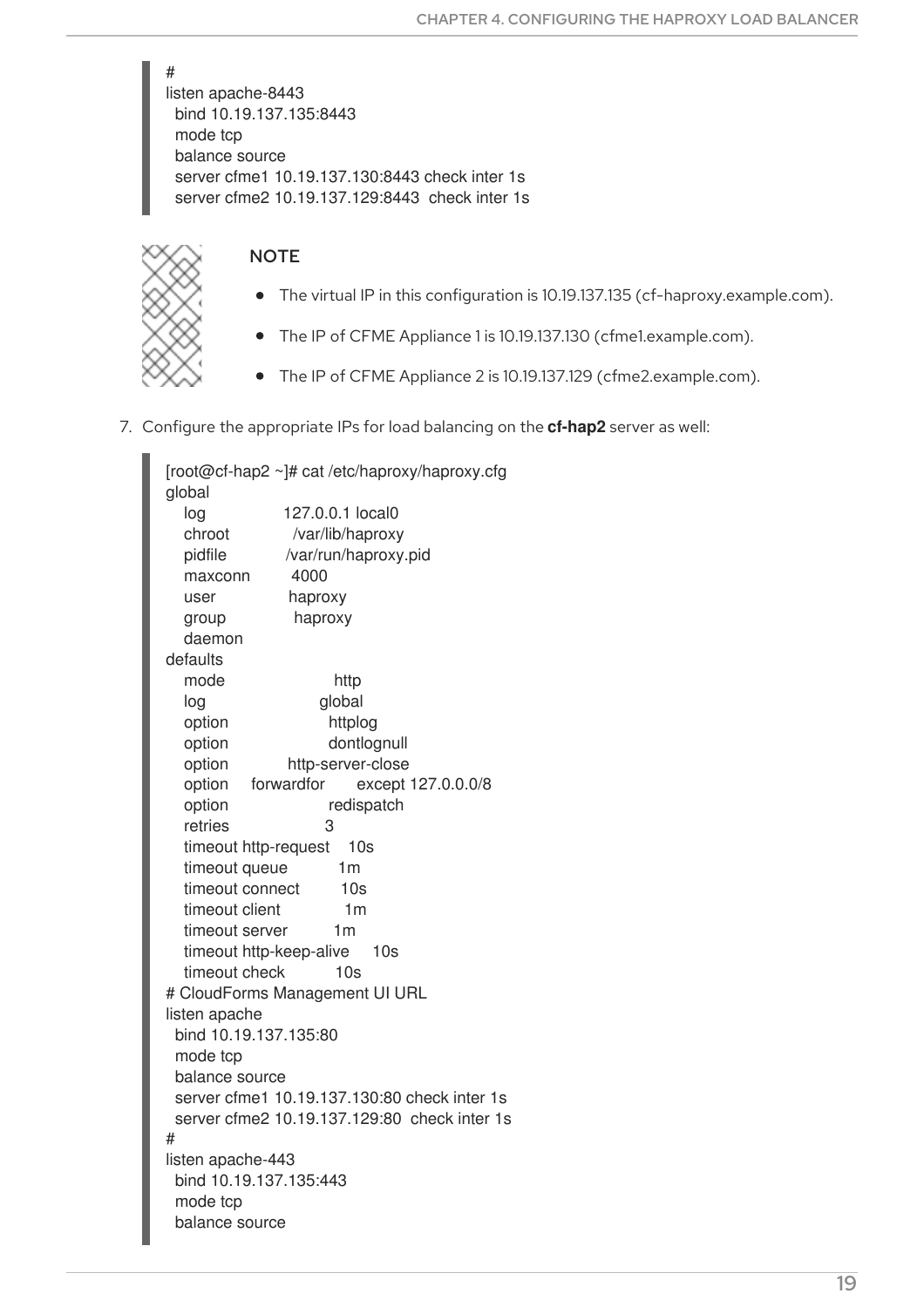```
#
listen apache-8443
  bind 10.19.137.135:8443
  mode tcp
  balance source
  server cfme1 10.19.137.130:8443 check inter 1s
  server cfme2 10.19.137.129:8443  check inter 1s
```

> **NOTE**
>
> - The virtual IP in this configuration is 10.19.137.135 (cf-haproxy.example.com).
> - The IP of CFME Appliance 1 is 10.19.137.130 (cfme1.example.com).
> - The IP of CFME Appliance 2 is 10.19.137.129 (cfme2.example.com).

7. Configure the appropriate IPs for load balancing on the **cf-hap2** server as well:

```
[root@cf-hap2 ~]# cat /etc/haproxy/haproxy.cfg
global
    log             127.0.0.1 local0
    chroot          /var/lib/haproxy
    pidfile         /var/run/haproxy.pid
    maxconn         4000
    user            haproxy
    group           haproxy
    daemon
defaults
    mode                    http
    log                     global
    option                  httplog
    option                  dontlognull
    option          http-server-close
    option     forwardfor       except 127.0.0.0/8
    option                  redispatch
    retries                 3
    timeout http-request    10s
    timeout queue           1m
    timeout connect         10s
    timeout client          1m
    timeout server          1m
    timeout http-keep-alive     10s
    timeout check           10s
# CloudForms Management UI URL
listen apache
  bind 10.19.137.135:80
  mode tcp
  balance source
  server cfme1 10.19.137.130:80 check inter 1s
  server cfme2 10.19.137.129:80  check inter 1s
#
listen apache-443
  bind 10.19.137.135:443
  mode tcp
  balance source
```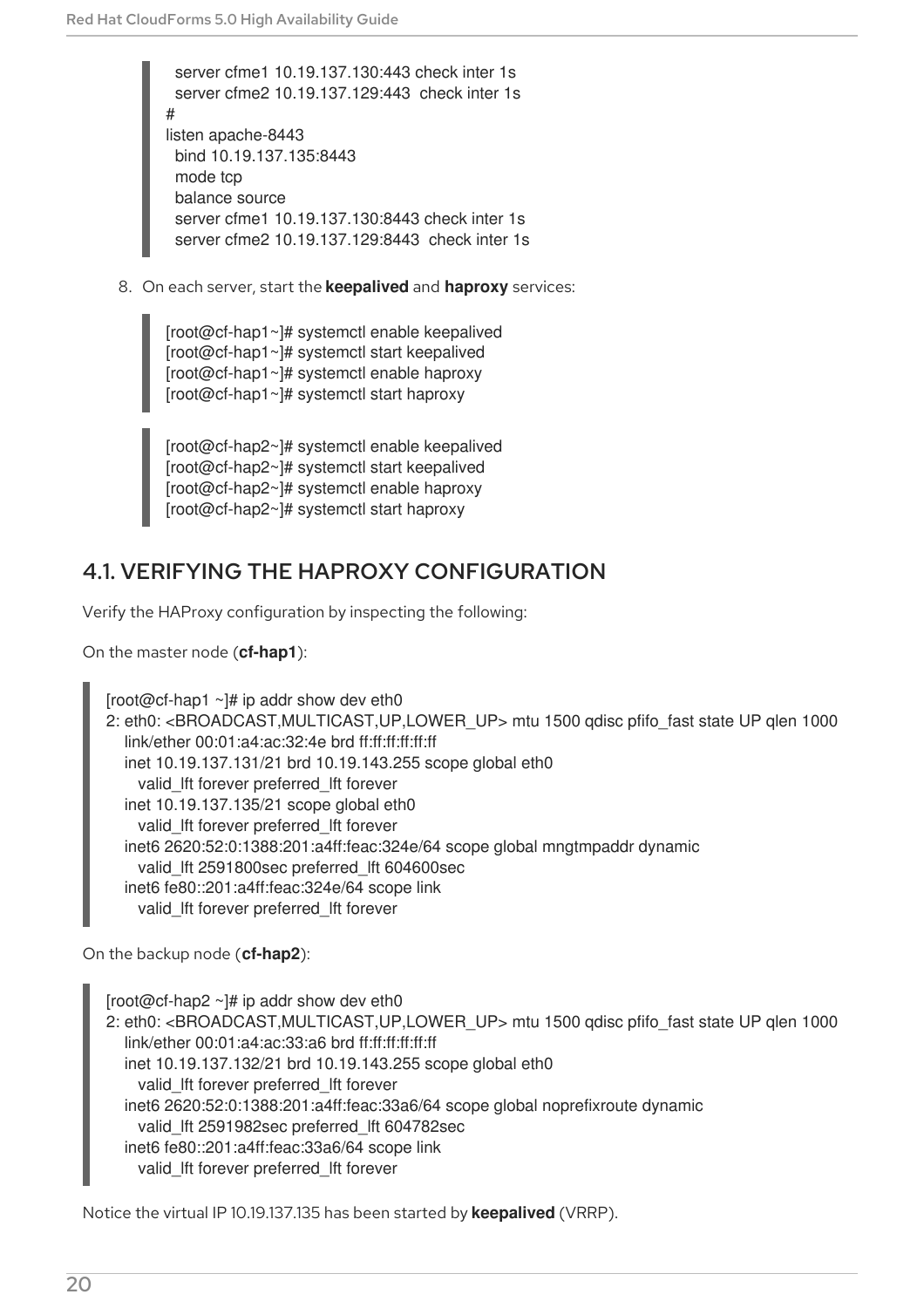```
  server cfme1 10.19.137.130:443 check inter 1s
  server cfme2 10.19.137.129:443  check inter 1s
#
listen apache-8443
  bind 10.19.137.135:8443
  mode tcp
  balance source
  server cfme1 10.19.137.130:8443 check inter 1s
  server cfme2 10.19.137.129:8443  check inter 1s
```

8. On each server, start the **keepalived** and **haproxy** services:

```
[root@cf-hap1~]# systemctl enable keepalived
[root@cf-hap1~]# systemctl start keepalived
[root@cf-hap1~]# systemctl enable haproxy
[root@cf-hap1~]# systemctl start haproxy
```

```
[root@cf-hap2~]# systemctl enable keepalived
[root@cf-hap2~]# systemctl start keepalived
[root@cf-hap2~]# systemctl enable haproxy
[root@cf-hap2~]# systemctl start haproxy
```

## 4.1. VERIFYING THE HAPROXY CONFIGURATION

Verify the HAProxy configuration by inspecting the following:

On the master node (**cf-hap1**):

```
[root@cf-hap1 ~]# ip addr show dev eth0
2: eth0: <BROADCAST,MULTICAST,UP,LOWER_UP> mtu 1500 qdisc pfifo_fast state UP qlen 1000
    link/ether 00:01:a4:ac:32:4e brd ff:ff:ff:ff:ff:ff
    inet 10.19.137.131/21 brd 10.19.143.255 scope global eth0
      valid_lft forever preferred_lft forever
    inet 10.19.137.135/21 scope global eth0
      valid_lft forever preferred_lft forever
    inet6 2620:52:0:1388:201:a4ff:feac:324e/64 scope global mngtmpaddr dynamic
      valid_lft 2591800sec preferred_lft 604600sec
    inet6 fe80::201:a4ff:feac:324e/64 scope link
      valid_lft forever preferred_lft forever
```

On the backup node (**cf-hap2**):

```
[root@cf-hap2 ~]# ip addr show dev eth0
2: eth0: <BROADCAST,MULTICAST,UP,LOWER_UP> mtu 1500 qdisc pfifo_fast state UP qlen 1000
    link/ether 00:01:a4:ac:33:a6 brd ff:ff:ff:ff:ff:ff
    inet 10.19.137.132/21 brd 10.19.143.255 scope global eth0
      valid_lft forever preferred_lft forever
    inet6 2620:52:0:1388:201:a4ff:feac:33a6/64 scope global noprefixroute dynamic
      valid_lft 2591982sec preferred_lft 604782sec
    inet6 fe80::201:a4ff:feac:33a6/64 scope link
      valid_lft forever preferred_lft forever
```

Notice the virtual IP 10.19.137.135 has been started by **keepalived** (VRRP).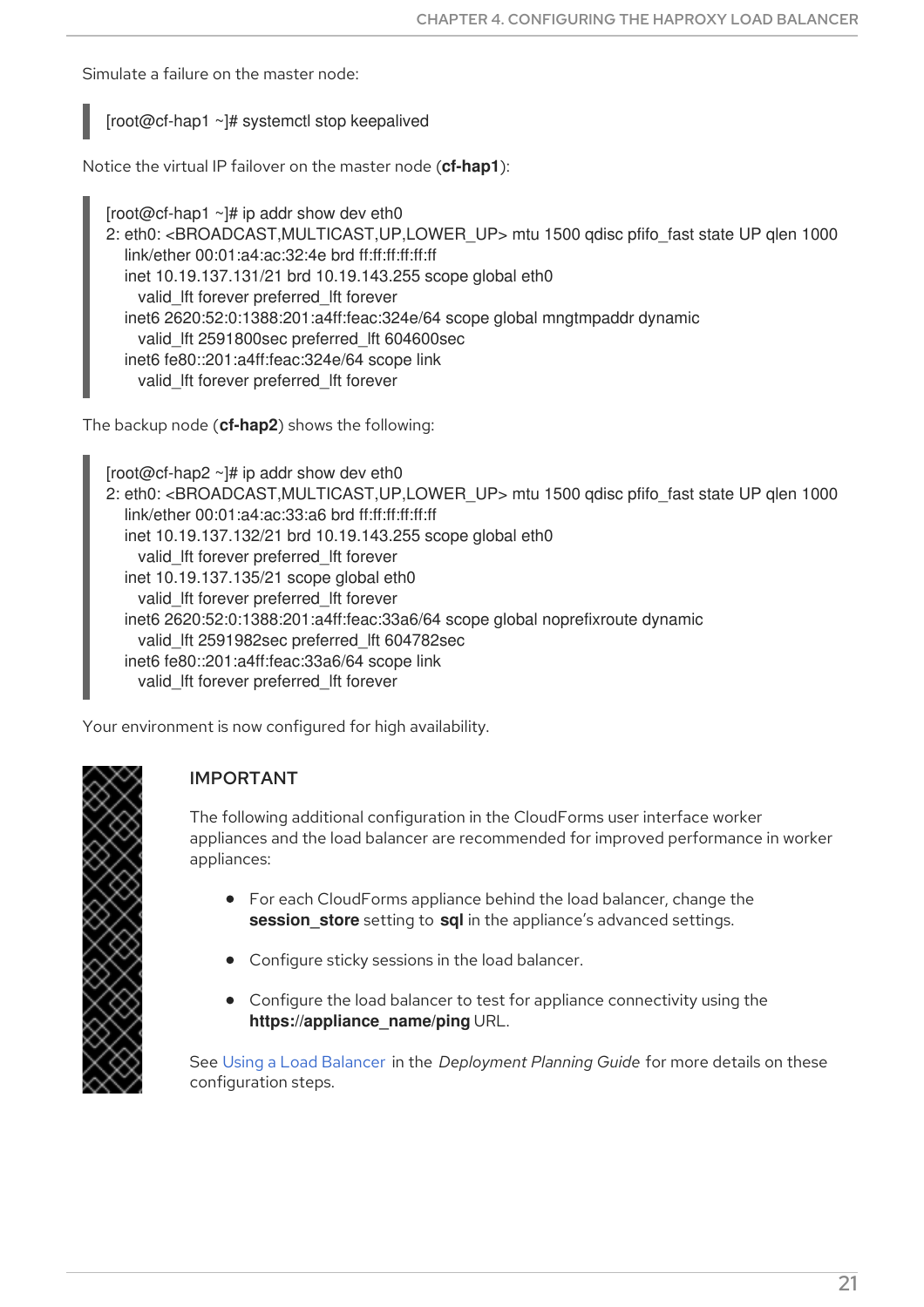Simulate a failure on the master node:

```
[root@cf-hap1 ~]# systemctl stop keepalived
```

Notice the virtual IP failover on the master node (**cf-hap1**):

```
[root@cf-hap1 ~]# ip addr show dev eth0
2: eth0: <BROADCAST,MULTICAST,UP,LOWER_UP> mtu 1500 qdisc pfifo_fast state UP qlen 1000
    link/ether 00:01:a4:ac:32:4e brd ff:ff:ff:ff:ff:ff
    inet 10.19.137.131/21 brd 10.19.143.255 scope global eth0
      valid_lft forever preferred_lft forever
    inet6 2620:52:0:1388:201:a4ff:feac:324e/64 scope global mngtmpaddr dynamic
      valid_lft 2591800sec preferred_lft 604600sec
    inet6 fe80::201:a4ff:feac:324e/64 scope link
      valid_lft forever preferred_lft forever
```

The backup node (**cf-hap2**) shows the following:

```
[root@cf-hap2 ~]# ip addr show dev eth0
2: eth0: <BROADCAST,MULTICAST,UP,LOWER_UP> mtu 1500 qdisc pfifo_fast state UP qlen 1000
    link/ether 00:01:a4:ac:33:a6 brd ff:ff:ff:ff:ff:ff
    inet 10.19.137.132/21 brd 10.19.143.255 scope global eth0
      valid_lft forever preferred_lft forever
    inet 10.19.137.135/21 scope global eth0
      valid_lft forever preferred_lft forever
    inet6 2620:52:0:1388:201:a4ff:feac:33a6/64 scope global noprefixroute dynamic
      valid_lft 2591982sec preferred_lft 604782sec
    inet6 fe80::201:a4ff:feac:33a6/64 scope link
      valid_lft forever preferred_lft forever
```

Your environment is now configured for high availability.

> **IMPORTANT**
>
> The following additional configuration in the CloudForms user interface worker appliances and the load balancer are recommended for improved performance in worker appliances:
>
> - For each CloudForms appliance behind the load balancer, change the **session_store** setting to **sql** in the appliance's advanced settings.
> - Configure sticky sessions in the load balancer.
> - Configure the load balancer to test for appliance connectivity using the **https://appliance_name/ping** URL.
>
> See Using a Load Balancer in the *Deployment Planning Guide* for more details on these configuration steps.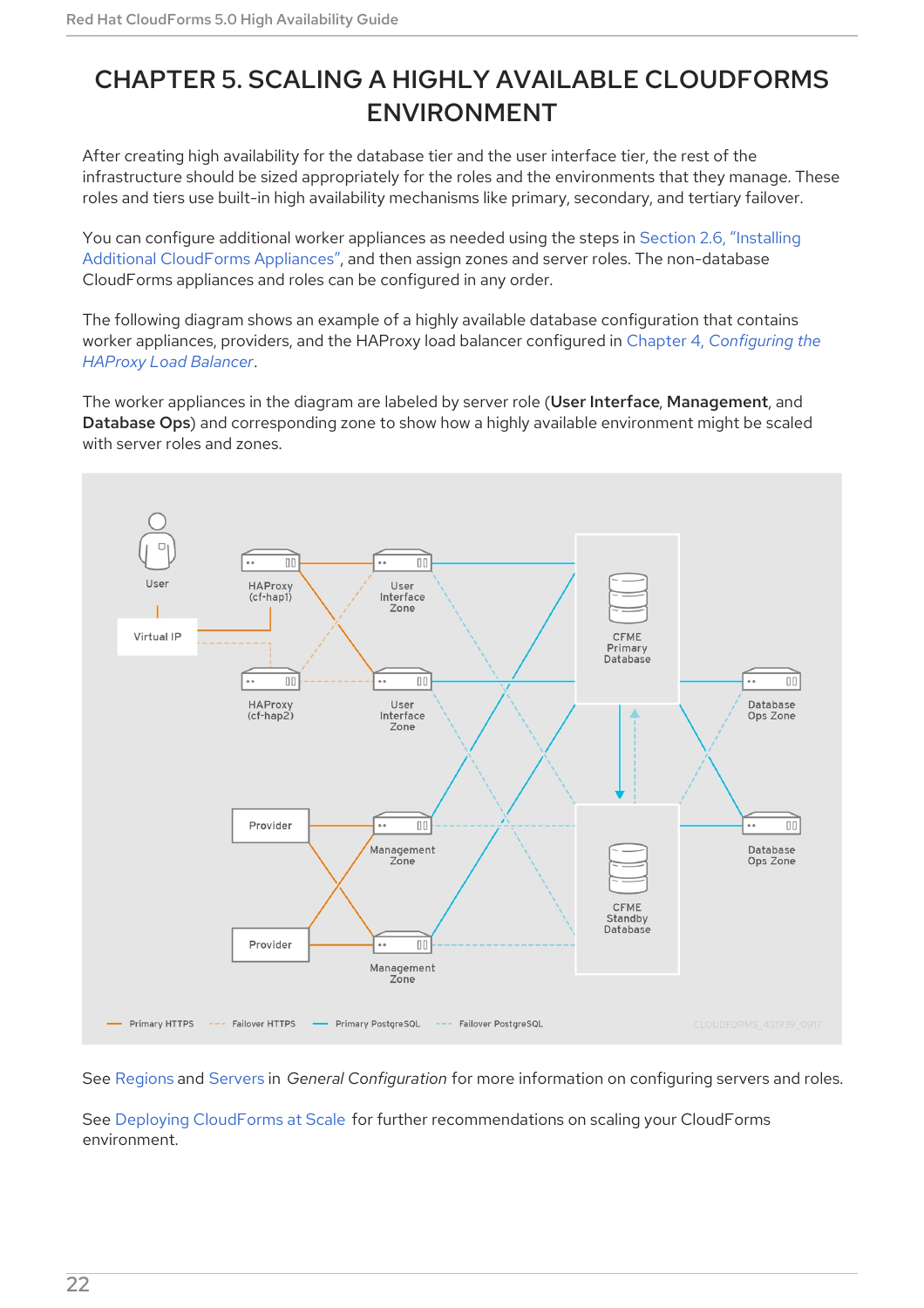# CHAPTER 5. SCALING A HIGHLY AVAILABLE CLOUDFORMS ENVIRONMENT

After creating high availability for the database tier and the user interface tier, the rest of the infrastructure should be sized appropriately for the roles and the environments that they manage. These roles and tiers use built-in high availability mechanisms like primary, secondary, and tertiary failover.

You can configure additional worker appliances as needed using the steps in Section 2.6, "Installing Additional CloudForms Appliances", and then assign zones and server roles. The non-database CloudForms appliances and roles can be configured in any order.

The following diagram shows an example of a highly available database configuration that contains worker appliances, providers, and the HAProxy load balancer configured in Chapter 4, *Configuring the HAProxy Load Balancer*.

The worker appliances in the diagram are labeled by server role (**User Interface**, **Management**, and **Database Ops**) and corresponding zone to show how a highly available environment might be scaled with server roles and zones.

See Regions and Servers in *General Configuration* for more information on configuring servers and roles.

See Deploying CloudForms at Scale for further recommendations on scaling your CloudForms environment.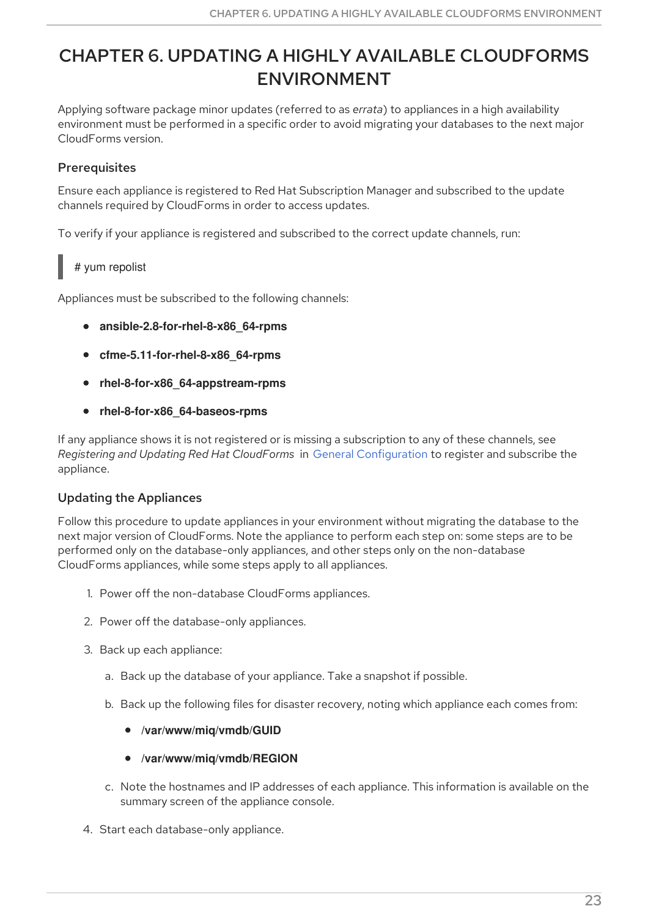# CHAPTER 6. UPDATING A HIGHLY AVAILABLE CLOUDFORMS ENVIRONMENT

Applying software package minor updates (referred to as *errata*) to appliances in a high availability environment must be performed in a specific order to avoid migrating your databases to the next major CloudForms version.

### Prerequisites

Ensure each appliance is registered to Red Hat Subscription Manager and subscribed to the update channels required by CloudForms in order to access updates.

To verify if your appliance is registered and subscribed to the correct update channels, run:

```
# yum repolist
```

Appliances must be subscribed to the following channels:

- **ansible-2.8-for-rhel-8-x86_64-rpms**
- **cfme-5.11-for-rhel-8-x86_64-rpms**
- **rhel-8-for-x86_64-appstream-rpms**
- **rhel-8-for-x86_64-baseos-rpms**

If any appliance shows it is not registered or is missing a subscription to any of these channels, see *Registering and Updating Red Hat CloudForms* in General Configuration to register and subscribe the appliance.

### Updating the Appliances

Follow this procedure to update appliances in your environment without migrating the database to the next major version of CloudForms. Note the appliance to perform each step on: some steps are to be performed only on the database-only appliances, and other steps only on the non-database CloudForms appliances, while some steps apply to all appliances.

1. Power off the non-database CloudForms appliances.
2. Power off the database-only appliances.
3. Back up each appliance:
    a. Back up the database of your appliance. Take a snapshot if possible.
    b. Back up the following files for disaster recovery, noting which appliance each comes from:
        - **/var/www/miq/vmdb/GUID**
        - **/var/www/miq/vmdb/REGION**
    c. Note the hostnames and IP addresses of each appliance. This information is available on the summary screen of the appliance console.
4. Start each database-only appliance.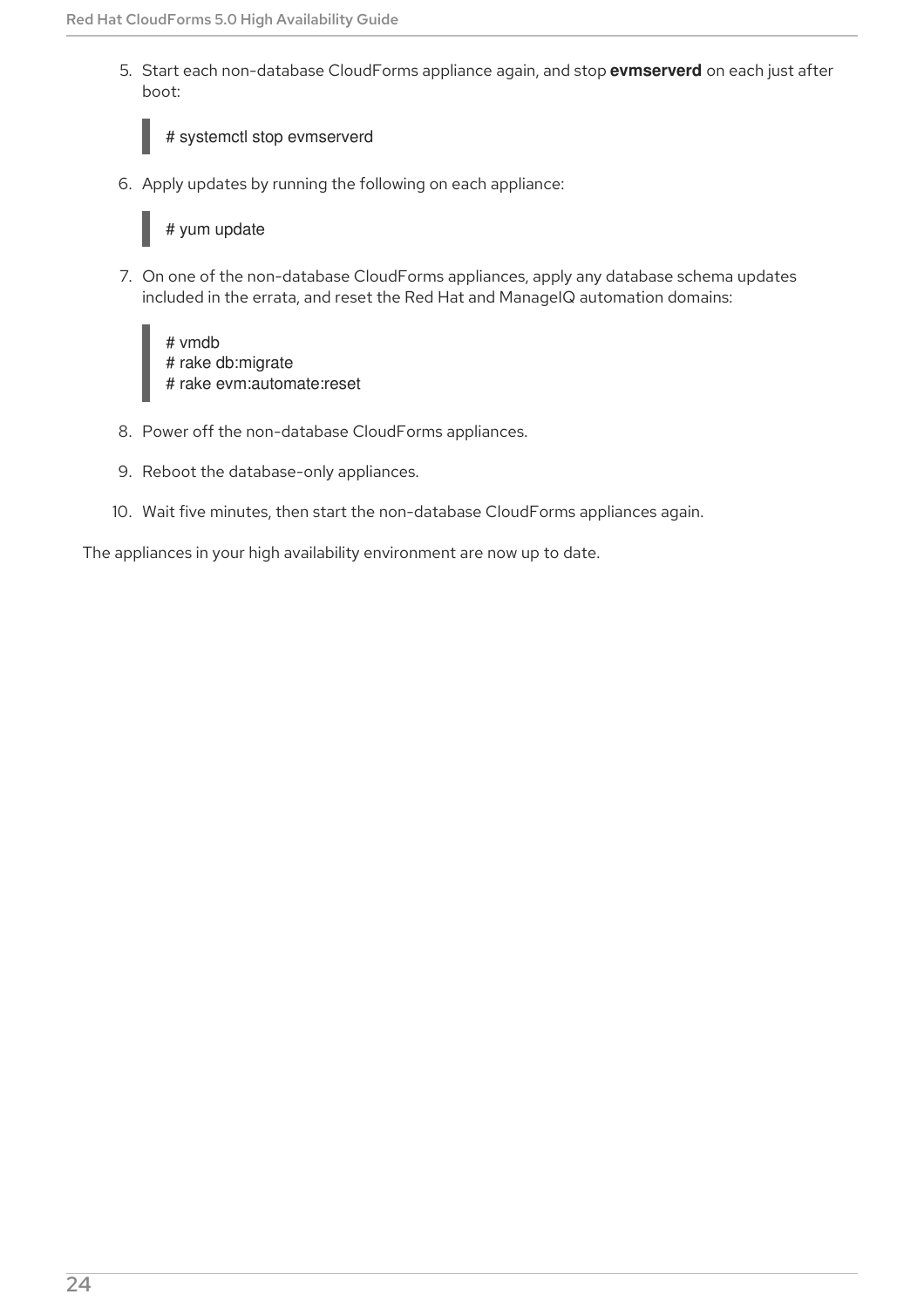5. Start each non-database CloudForms appliance again, and stop **evmserverd** on each just after boot:

```
# systemctl stop evmserverd
```

6. Apply updates by running the following on each appliance:

```
# yum update
```

7. On one of the non-database CloudForms appliances, apply any database schema updates included in the errata, and reset the Red Hat and ManageIQ automation domains:

```
# vmdb
# rake db:migrate
# rake evm:automate:reset
```

8. Power off the non-database CloudForms appliances.

9. Reboot the database-only appliances.

10. Wait five minutes, then start the non-database CloudForms appliances again.

The appliances in your high availability environment are now up to date.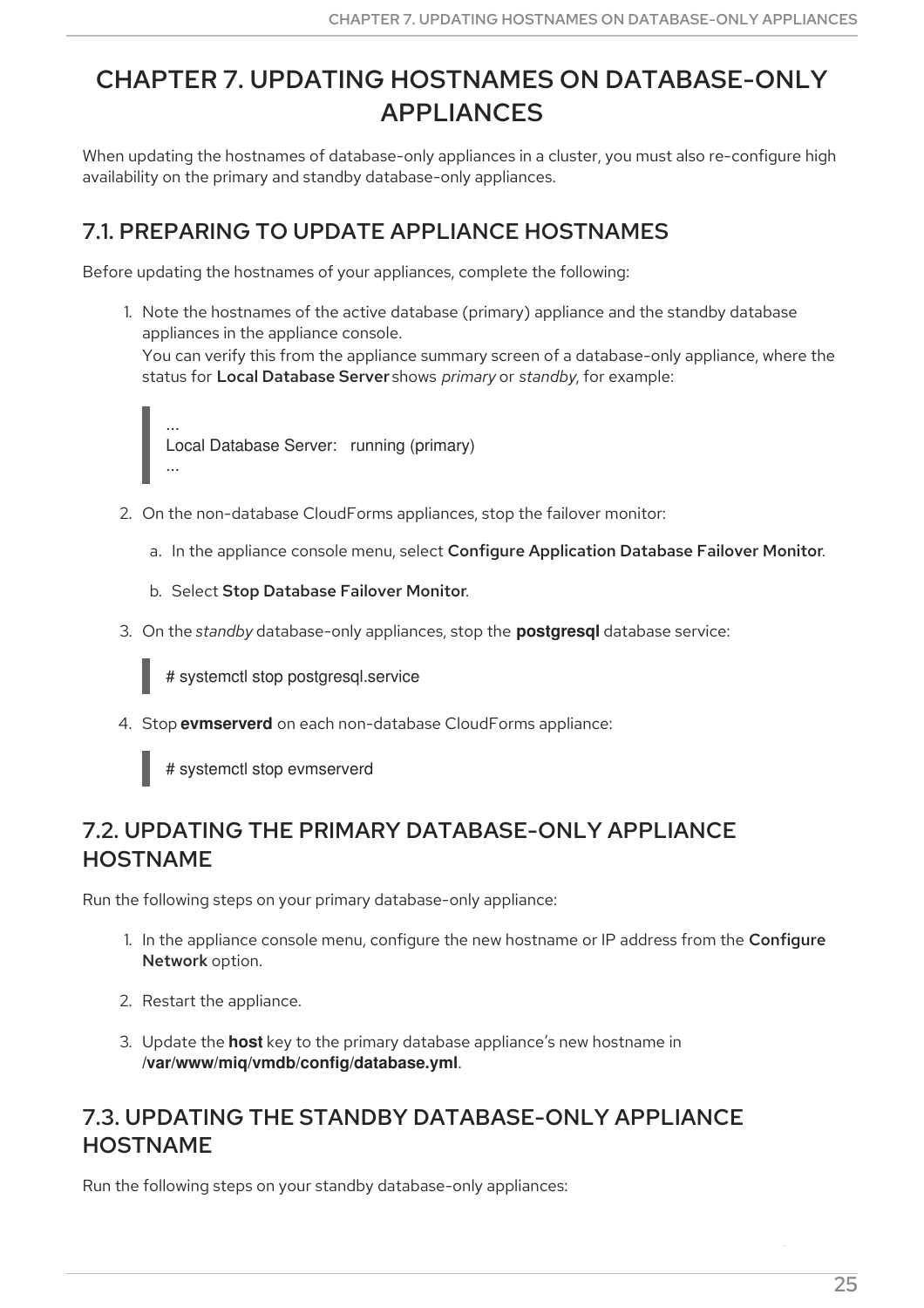# CHAPTER 7. UPDATING HOSTNAMES ON DATABASE-ONLY APPLIANCES

When updating the hostnames of database-only appliances in a cluster, you must also re-configure high availability on the primary and standby database-only appliances.

## 7.1. PREPARING TO UPDATE APPLIANCE HOSTNAMES

Before updating the hostnames of your appliances, complete the following:

1. Note the hostnames of the active database (primary) appliance and the standby database appliances in the appliance console.
   You can verify this from the appliance summary screen of a database-only appliance, where the status for **Local Database Server** shows *primary* or *standby*, for example:

   ```
   ...
   Local Database Server:   running (primary)
   ...
   ```

2. On the non-database CloudForms appliances, stop the failover monitor:
   a. In the appliance console menu, select **Configure Application Database Failover Monitor**.
   b. Select **Stop Database Failover Monitor**.

3. On the *standby* database-only appliances, stop the **postgresql** database service:

   ```
   # systemctl stop postgresql.service
   ```

4. Stop **evmserverd** on each non-database CloudForms appliance:

   ```
   # systemctl stop evmserverd
   ```

## 7.2. UPDATING THE PRIMARY DATABASE-ONLY APPLIANCE HOSTNAME

Run the following steps on your primary database-only appliance:

1. In the appliance console menu, configure the new hostname or IP address from the **Configure Network** option.
2. Restart the appliance.
3. Update the **host** key to the primary database appliance's new hostname in **/var/www/miq/vmdb/config/database.yml**.

## 7.3. UPDATING THE STANDBY DATABASE-ONLY APPLIANCE HOSTNAME

Run the following steps on your standby database-only appliances: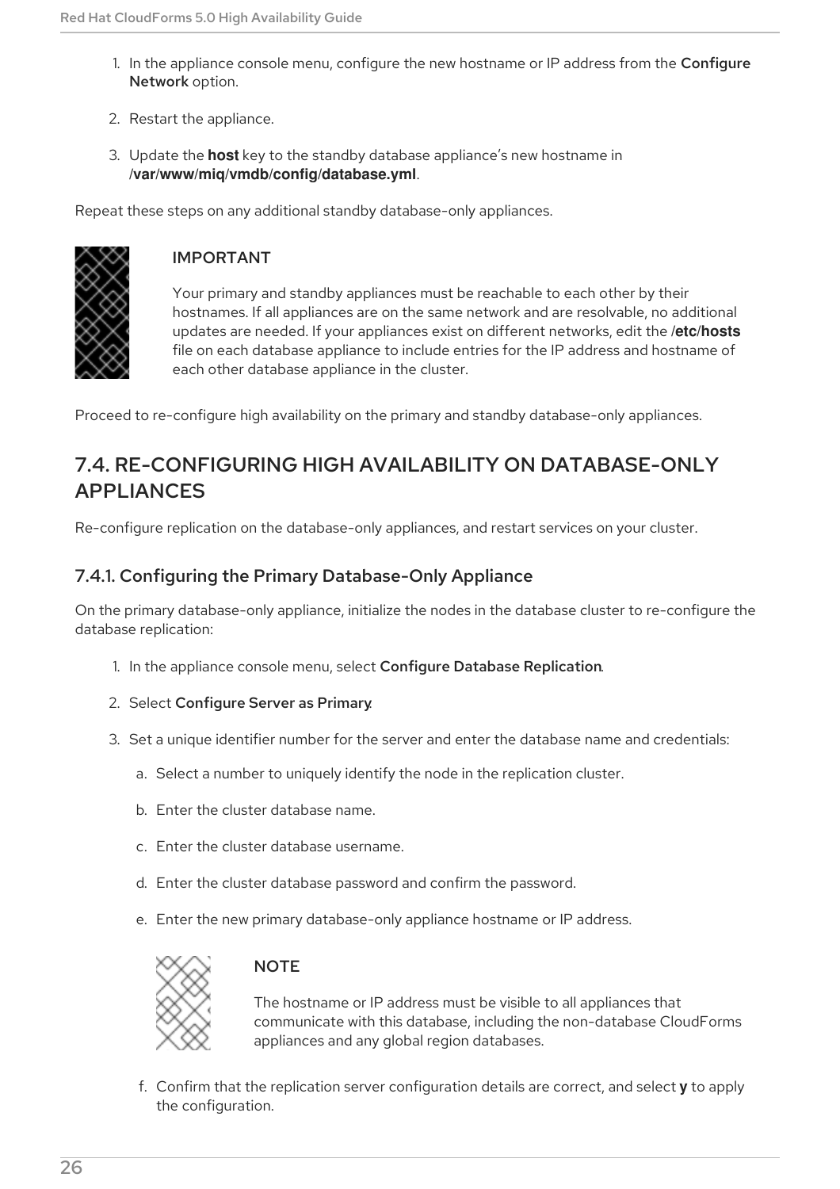1. In the appliance console menu, configure the new hostname or IP address from the **Configure Network** option.

2. Restart the appliance.

3. Update the **host** key to the standby database appliance's new hostname in **/var/www/miq/vmdb/config/database.yml**.

Repeat these steps on any additional standby database-only appliances.

> **IMPORTANT**
>
> Your primary and standby appliances must be reachable to each other by their hostnames. If all appliances are on the same network and are resolvable, no additional updates are needed. If your appliances exist on different networks, edit the **/etc/hosts** file on each database appliance to include entries for the IP address and hostname of each other database appliance in the cluster.

Proceed to re-configure high availability on the primary and standby database-only appliances.

## 7.4. RE-CONFIGURING HIGH AVAILABILITY ON DATABASE-ONLY APPLIANCES

Re-configure replication on the database-only appliances, and restart services on your cluster.

### 7.4.1. Configuring the Primary Database-Only Appliance

On the primary database-only appliance, initialize the nodes in the database cluster to re-configure the database replication:

1. In the appliance console menu, select **Configure Database Replication**.

2. Select **Configure Server as Primary**.

3. Set a unique identifier number for the server and enter the database name and credentials:

   a. Select a number to uniquely identify the node in the replication cluster.

   b. Enter the cluster database name.

   c. Enter the cluster database username.

   d. Enter the cluster database password and confirm the password.

   e. Enter the new primary database-only appliance hostname or IP address.

   > **NOTE**
   >
   > The hostname or IP address must be visible to all appliances that communicate with this database, including the non-database CloudForms appliances and any global region databases.

   f. Confirm that the replication server configuration details are correct, and select **y** to apply the configuration.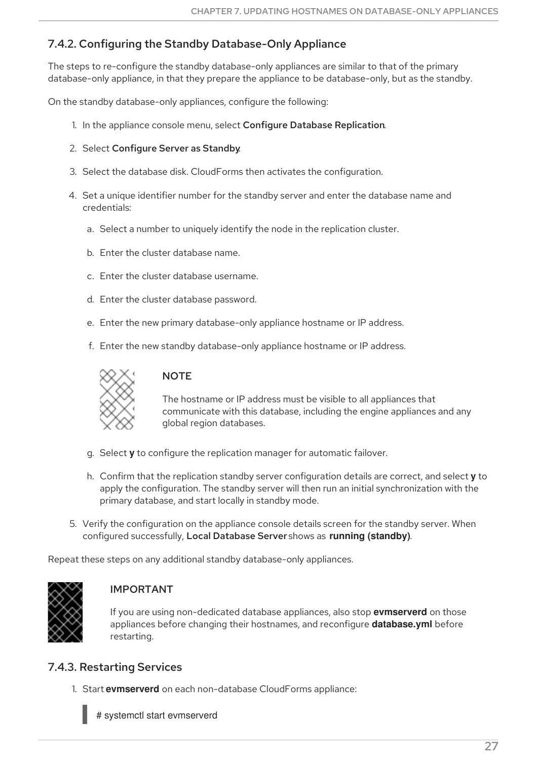### 7.4.2. Configuring the Standby Database-Only Appliance

The steps to re-configure the standby database-only appliances are similar to that of the primary database-only appliance, in that they prepare the appliance to be database-only, but as the standby.

On the standby database-only appliances, configure the following:

1. In the appliance console menu, select **Configure Database Replication**.
2. Select **Configure Server as Standby**.
3. Select the database disk. CloudForms then activates the configuration.
4. Set a unique identifier number for the standby server and enter the database name and credentials:
   a. Select a number to uniquely identify the node in the replication cluster.
   b. Enter the cluster database name.
   c. Enter the cluster database username.
   d. Enter the cluster database password.
   e. Enter the new primary database-only appliance hostname or IP address.
   f. Enter the new standby database-only appliance hostname or IP address.

   > **NOTE**
   >
   > The hostname or IP address must be visible to all appliances that communicate with this database, including the engine appliances and any global region databases.

   g. Select **y** to configure the replication manager for automatic failover.
   h. Confirm that the replication standby server configuration details are correct, and select **y** to apply the configuration. The standby server will then run an initial synchronization with the primary database, and start locally in standby mode.
5. Verify the configuration on the appliance console details screen for the standby server. When configured successfully, **Local Database Server** shows as **running (standby)**.

Repeat these steps on any additional standby database-only appliances.

> **IMPORTANT**
>
> If you are using non-dedicated database appliances, also stop **evmserverd** on those appliances before changing their hostnames, and reconfigure **database.yml** before restarting.

### 7.4.3. Restarting Services

1. Start **evmserverd** on each non-database CloudForms appliance:

```
# systemctl start evmserverd
```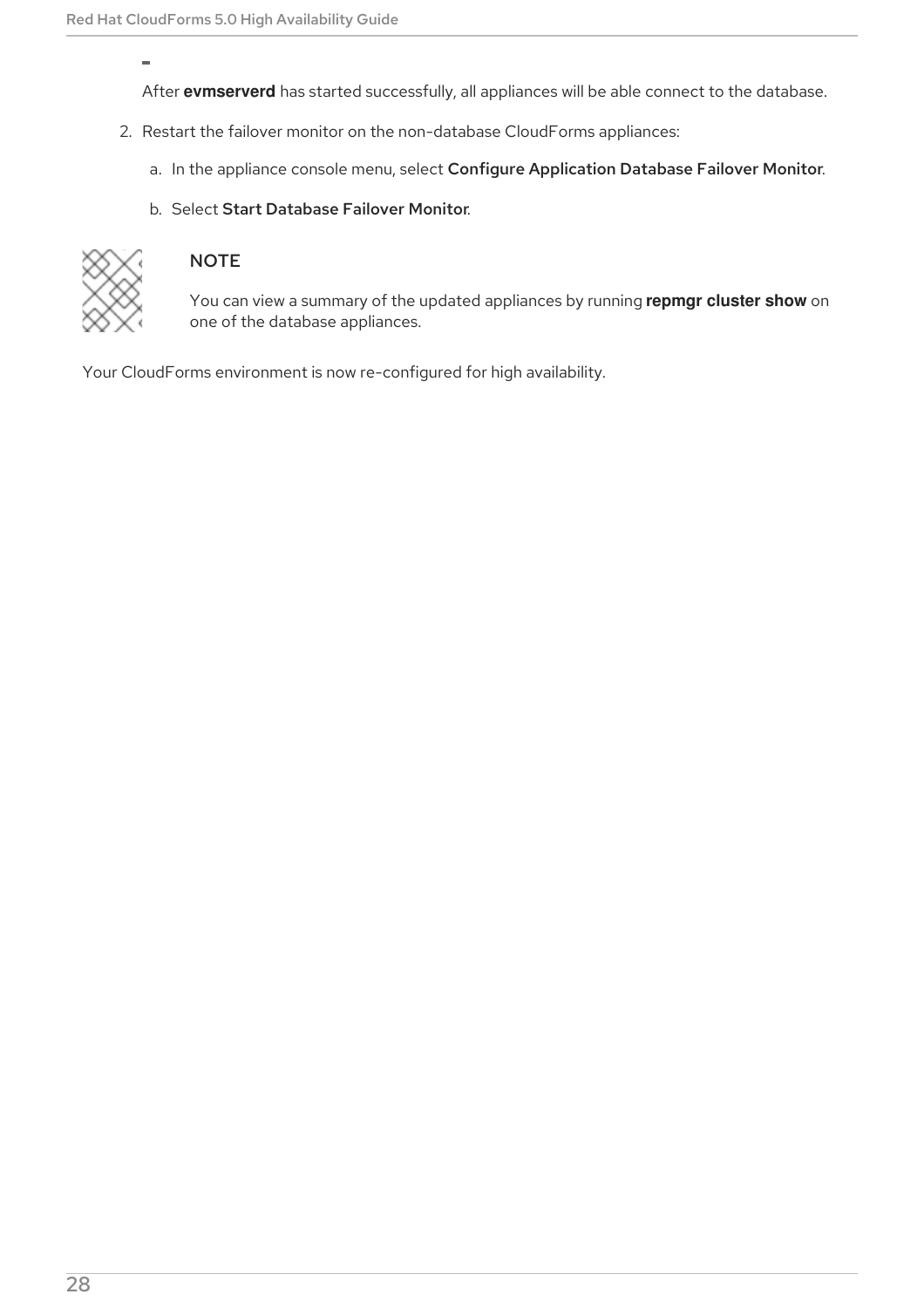After **evmserverd** has started successfully, all appliances will be able connect to the database.

2. Restart the failover monitor on the non-database CloudForms appliances:

    a. In the appliance console menu, select **Configure Application Database Failover Monitor**.

    b. Select **Start Database Failover Monitor**.

> **NOTE**
>
> You can view a summary of the updated appliances by running **repmgr cluster show** on one of the database appliances.

Your CloudForms environment is now re-configured for high availability.